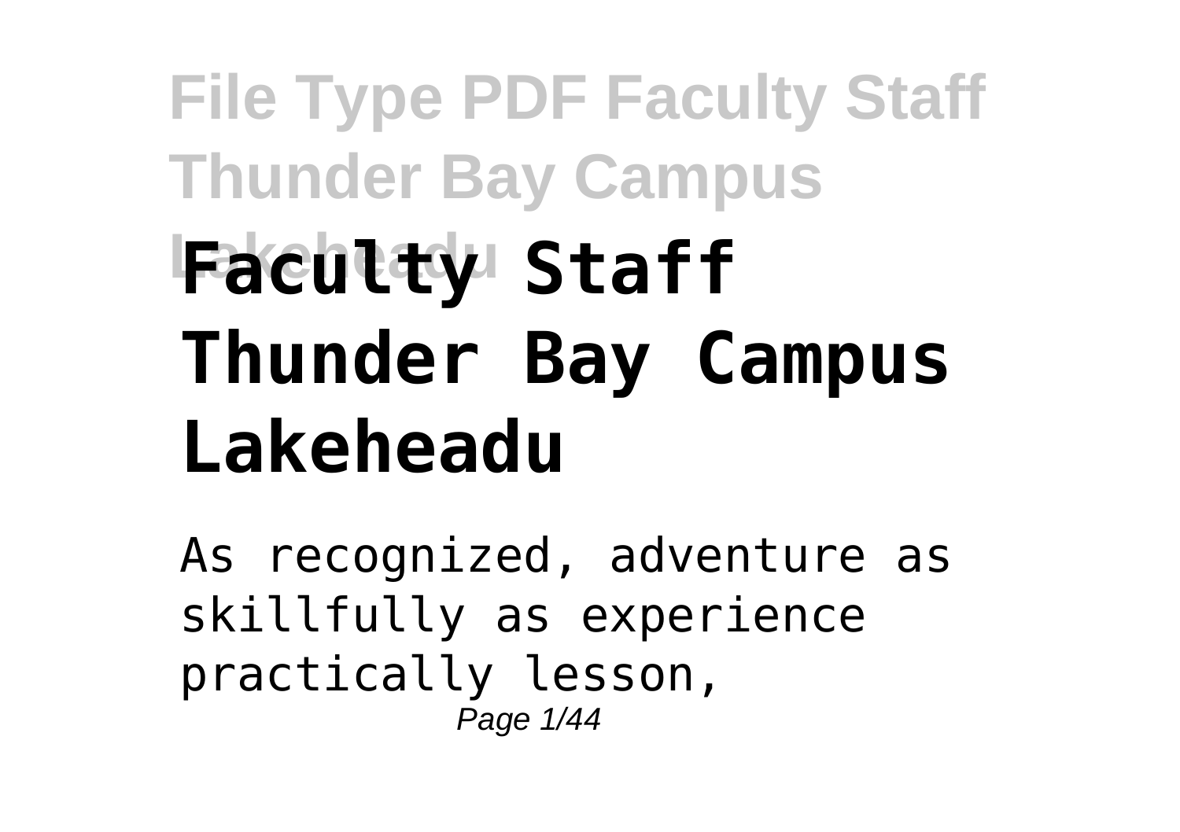# Faculty Staff Thunder Bay Campus Lakeheadu

As recognized, adventure as skillfully as experience practically lesson,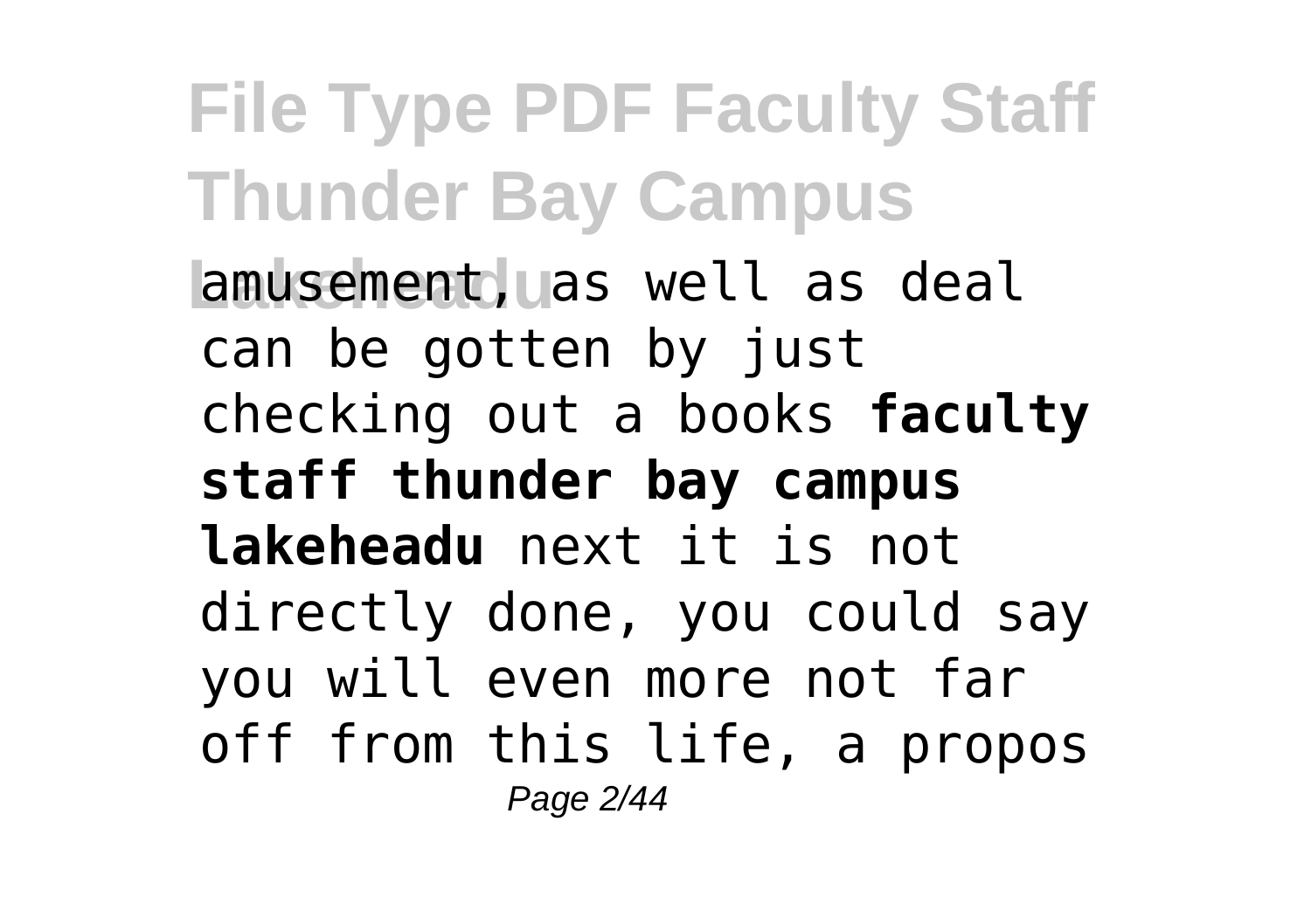amusement, as well as deal can be gotten by just checking out a books **faculty staff thunder bay campus lakeheadu** next it is not directly done, you could say you will even more not far off from this life, a propos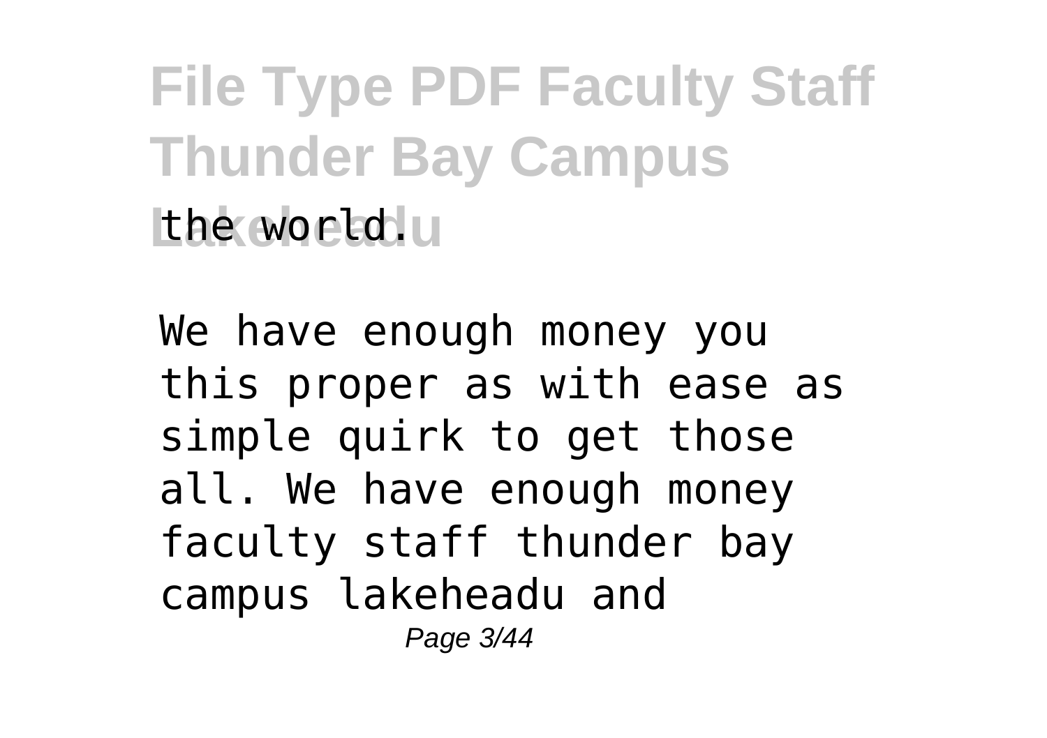the world.

We have enough money you this proper as with ease as simple quirk to get those all. We have enough money faculty staff thunder bay campus lakeheadu and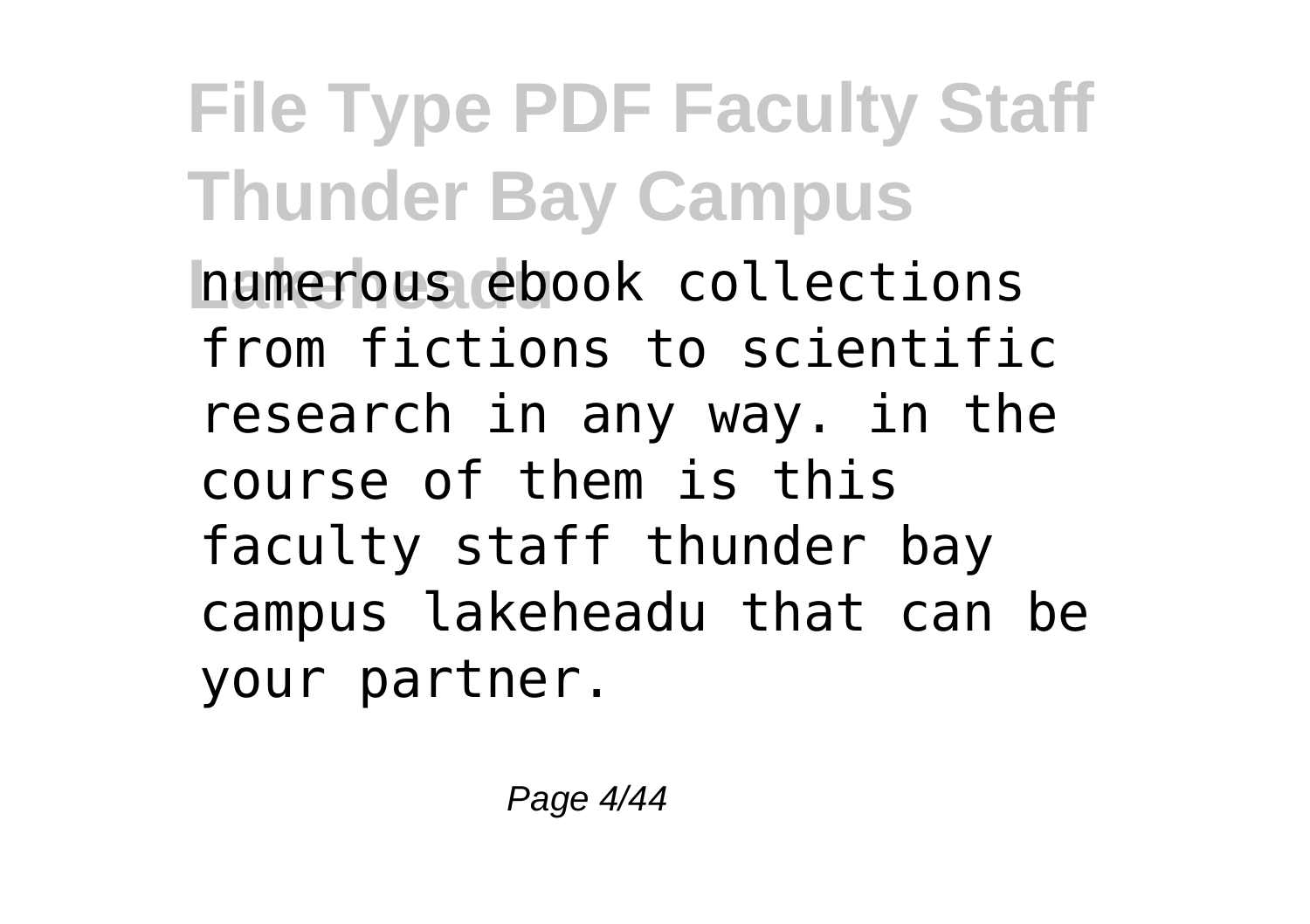numerous ebook collections from fictions to scientific research in any way. in the course of them is this faculty staff thunder bay campus lakeheadu that can be your partner.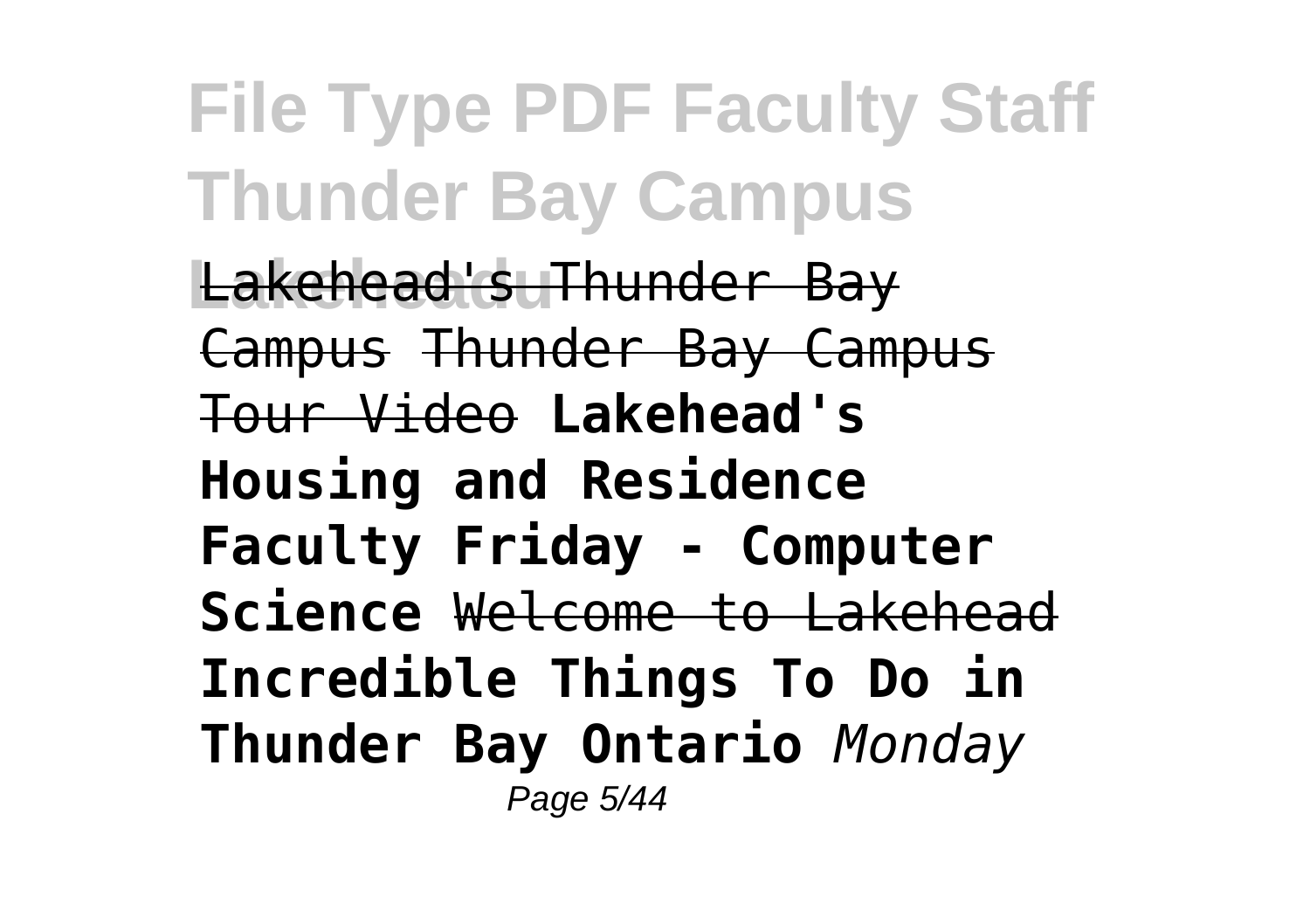Lakehead's Thunder Bay Campus Thunder Bay Campus Tour Video **Lakehead's Housing and Residence Faculty Friday - Computer Science** Welcome to Lakehead **Incredible Things To Do in Thunder Bay Ontario** *Monday*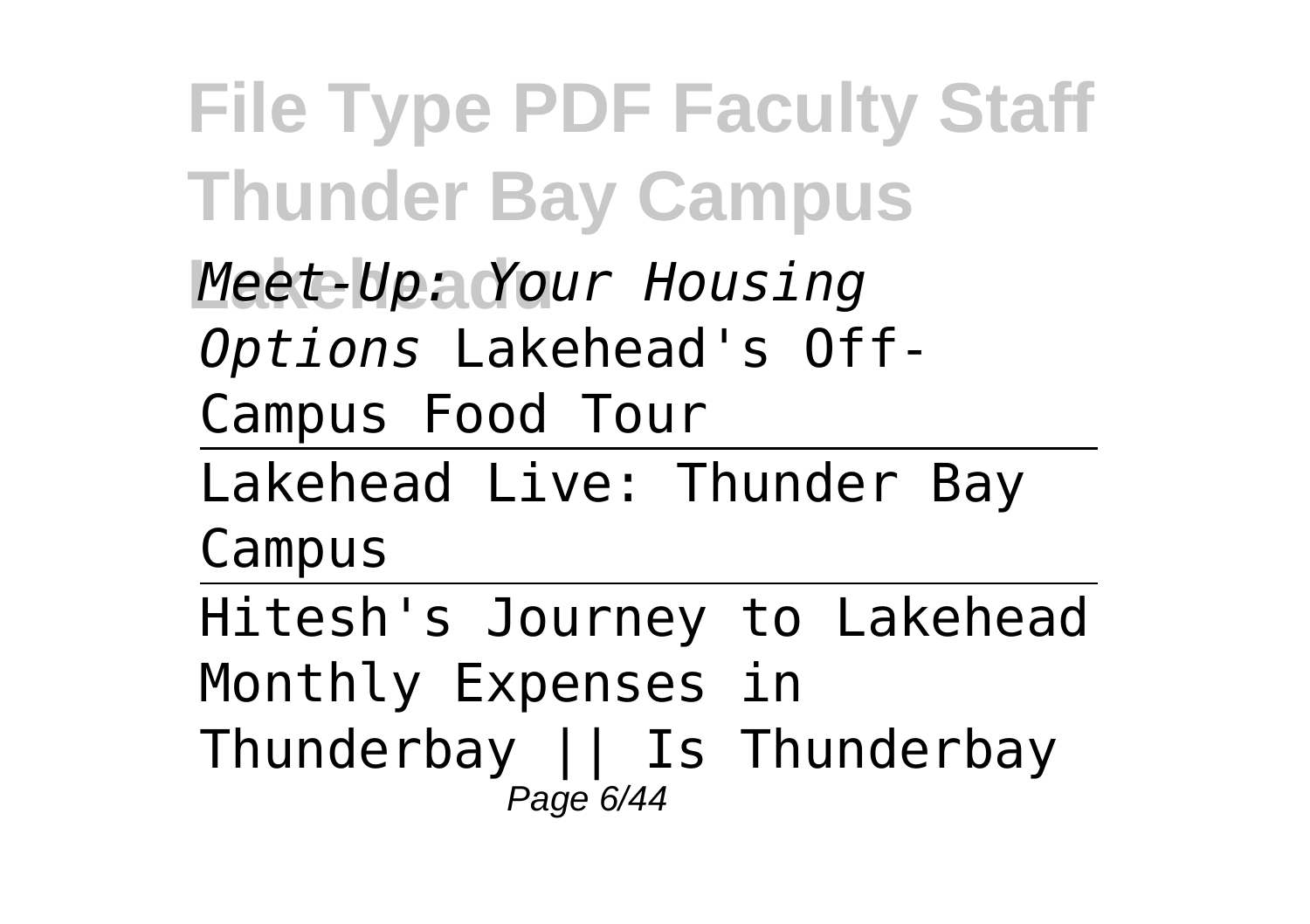*Meet-Up: Your Housing Options* Lakehead's Off-Campus Food Tour

Lakehead Live: Thunder Bay Campus

Hitesh's Journey to Lakehead

Monthly Expenses in Thunderbay || Is Thunderbay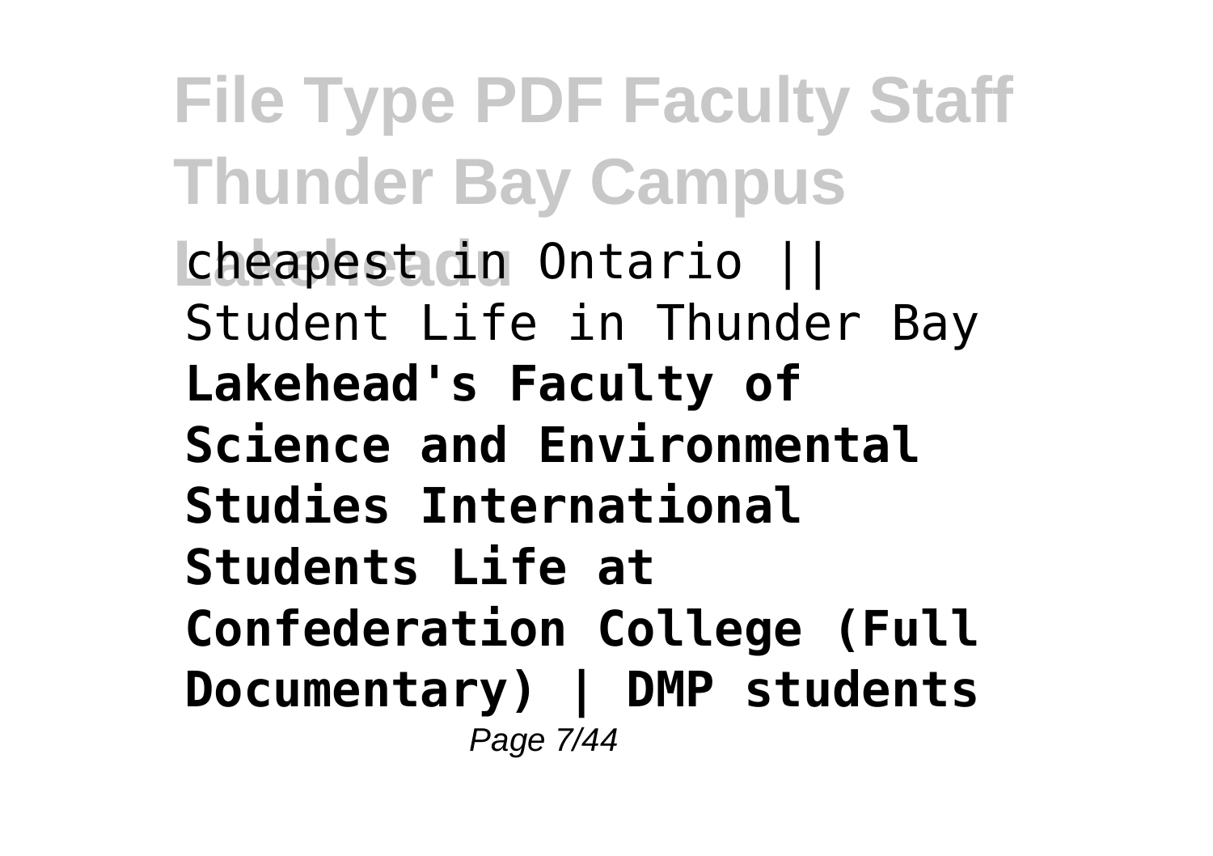cheapest in Ontario || Student Life in Thunder Bay **Lakehead's Faculty of Science and Environmental Studies International Students Life at Confederation College (Full Documentary) | DMP students**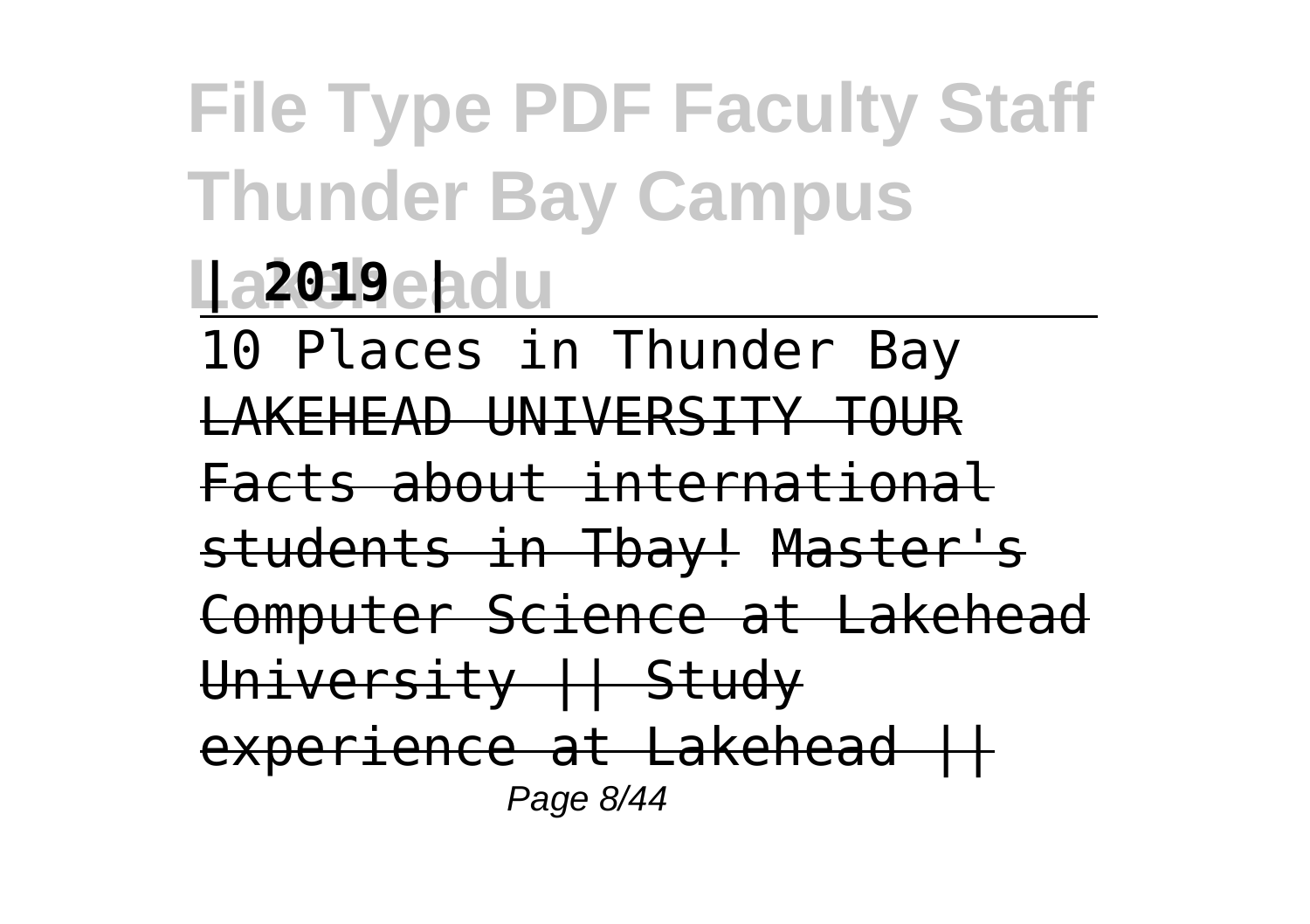**| 2019 |**

---

10 Places in Thunder Bay ~~LAKEHEAD UNIVERSITY TOUR~~ ~~Facts about international students in Tbay!~~ ~~Master's Computer Science at Lakehead University || Study experience at Lakehead ||~~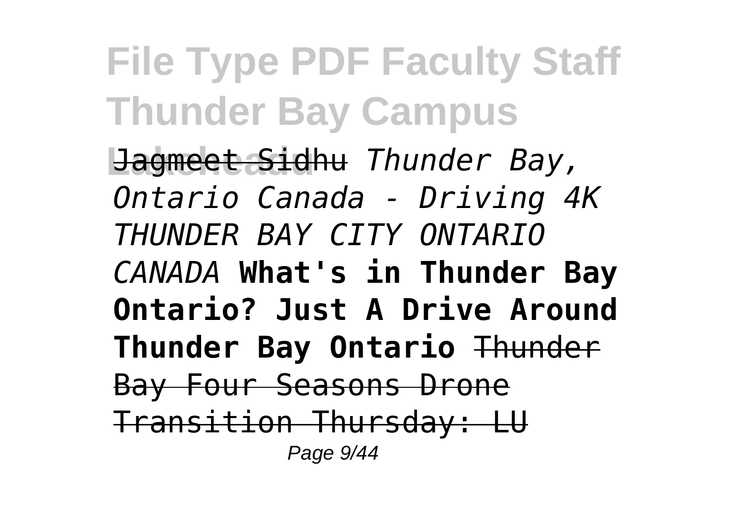Jagmeet Sidhu *Thunder Bay, Ontario Canada - Driving 4K THUNDER BAY CITY ONTARIO CANADA* **What's in Thunder Bay Ontario? Just A Drive Around Thunder Bay Ontario** Thunder Bay Four Seasons Drone Transition Thursday: LU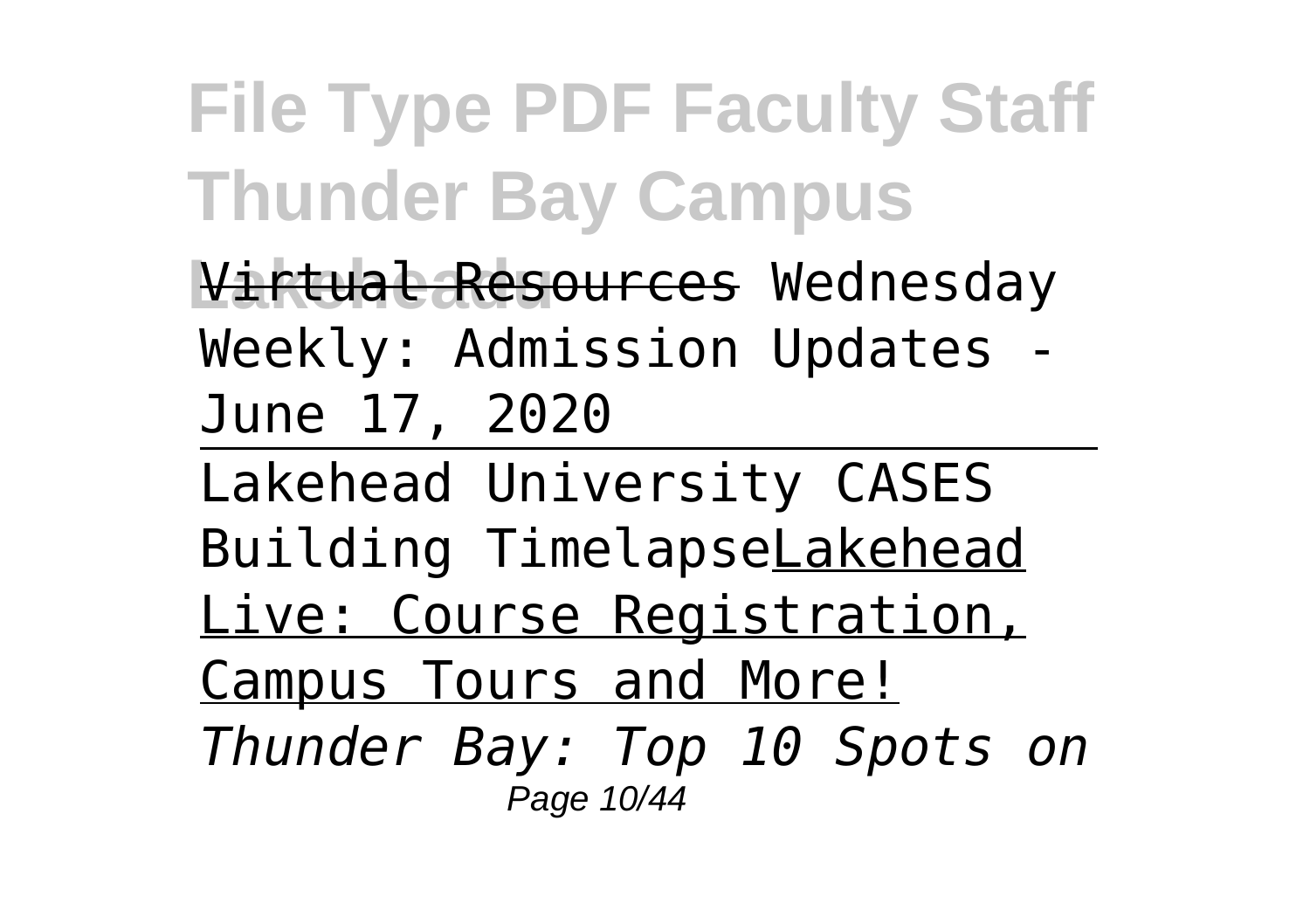Virtual Resources Wednesday Weekly: Admission Updates - June 17, 2020

---

Lakehead University CASES Building TimelapseLakehead Live: Course Registration, Campus Tours and More!

*Thunder Bay: Top 10 Spots on*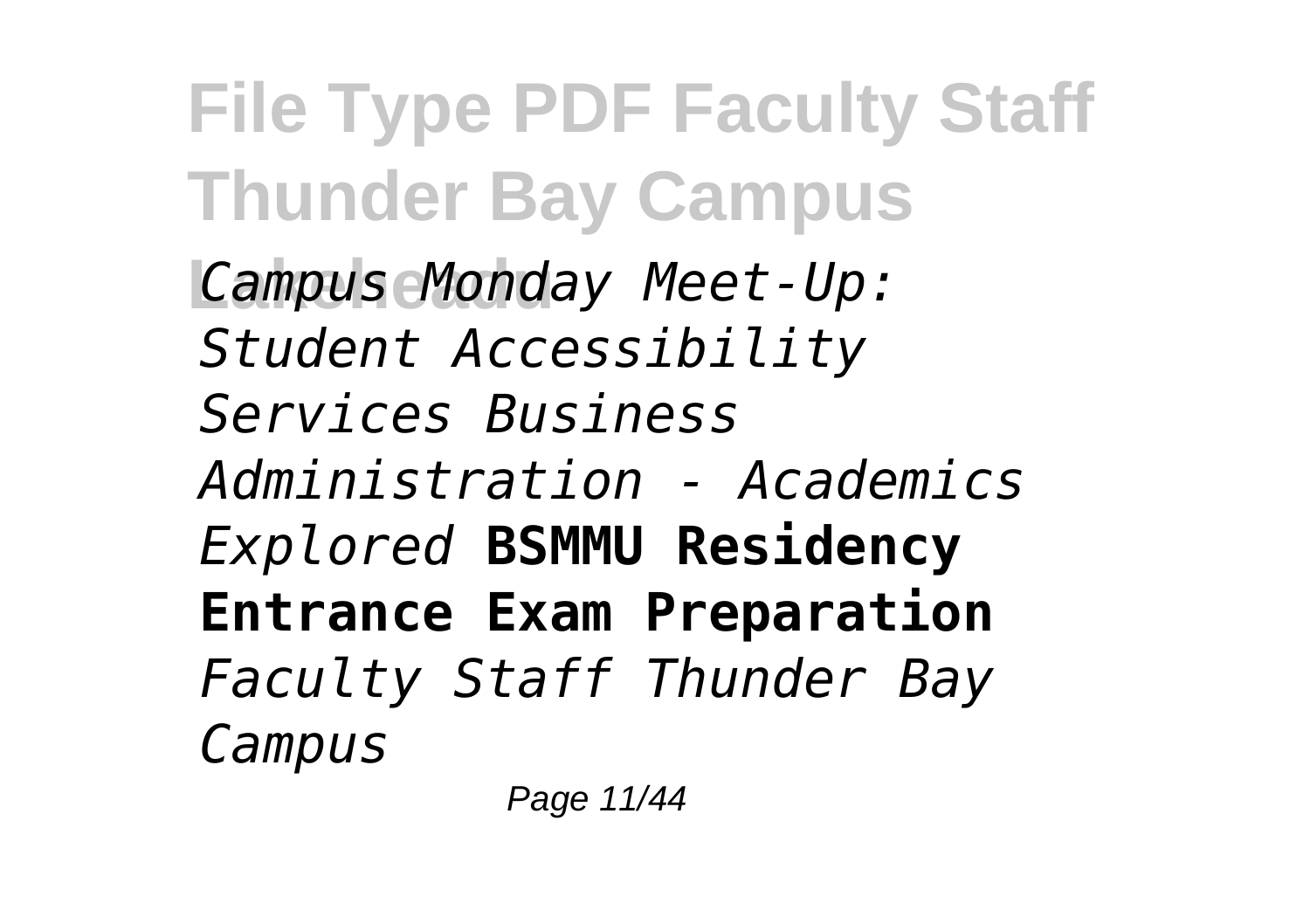*Campus Monday Meet-Up: Student Accessibility Services Business Administration - Academics Explored* **BSMMU Residency Entrance Exam Preparation** *Faculty Staff Thunder Bay Campus*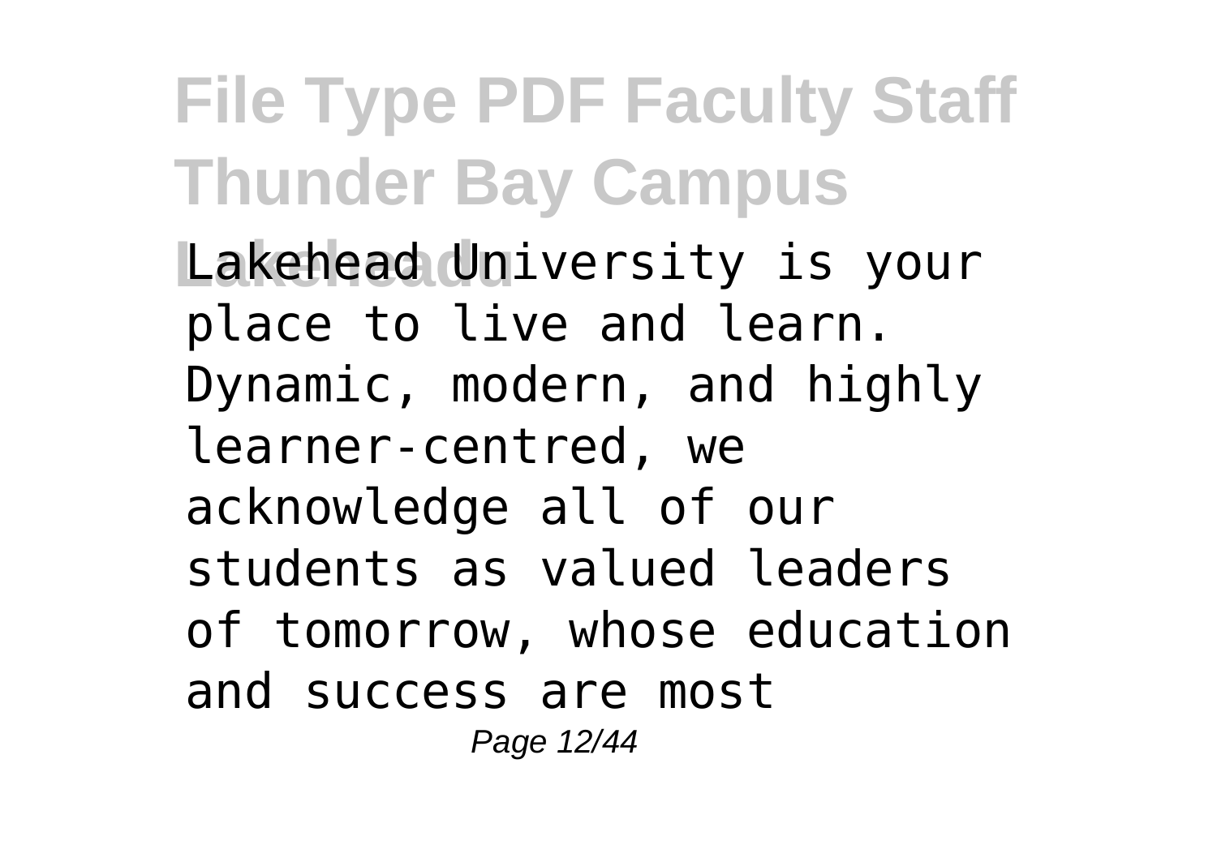Lakehead University is your place to live and learn. Dynamic, modern, and highly learner-centred, we acknowledge all of our students as valued leaders of tomorrow, whose education and success are most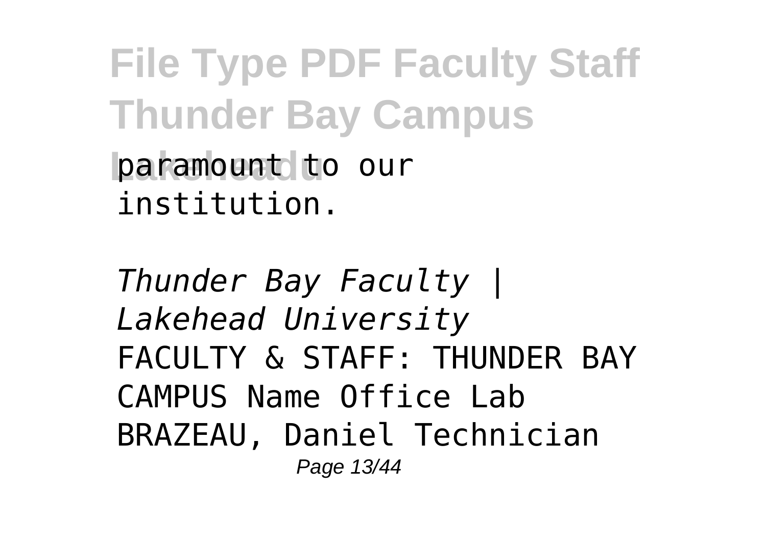paramount to our institution.

*Thunder Bay Faculty | Lakehead University*

FACULTY & STAFF: THUNDER BAY CAMPUS Name Office Lab BRAZEAU, Daniel Technician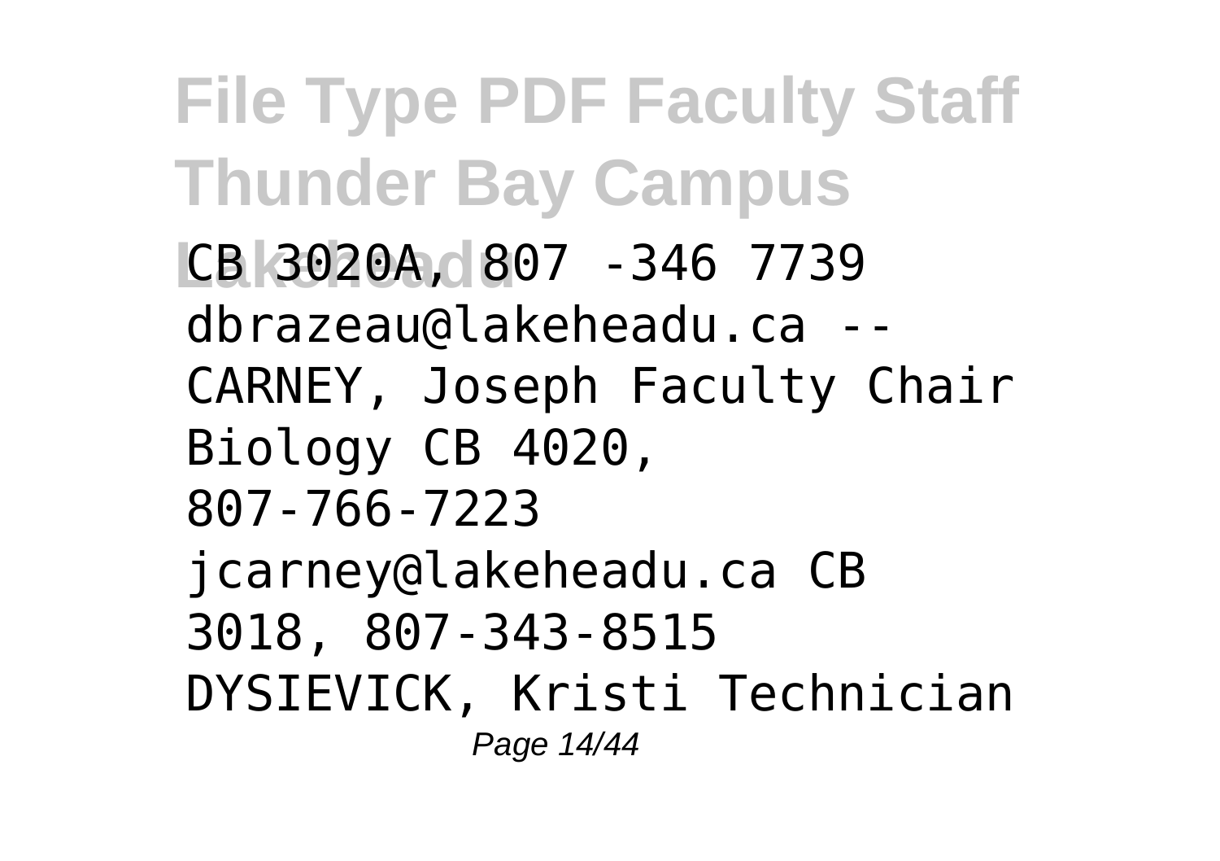CB 3020A, 807 -346 7739 dbrazeau@lakeheadu.ca -- CARNEY, Joseph Faculty Chair Biology CB 4020, 807-766-7223 jcarney@lakeheadu.ca CB 3018, 807-343-8515 DYSIEVICK, Kristi Technician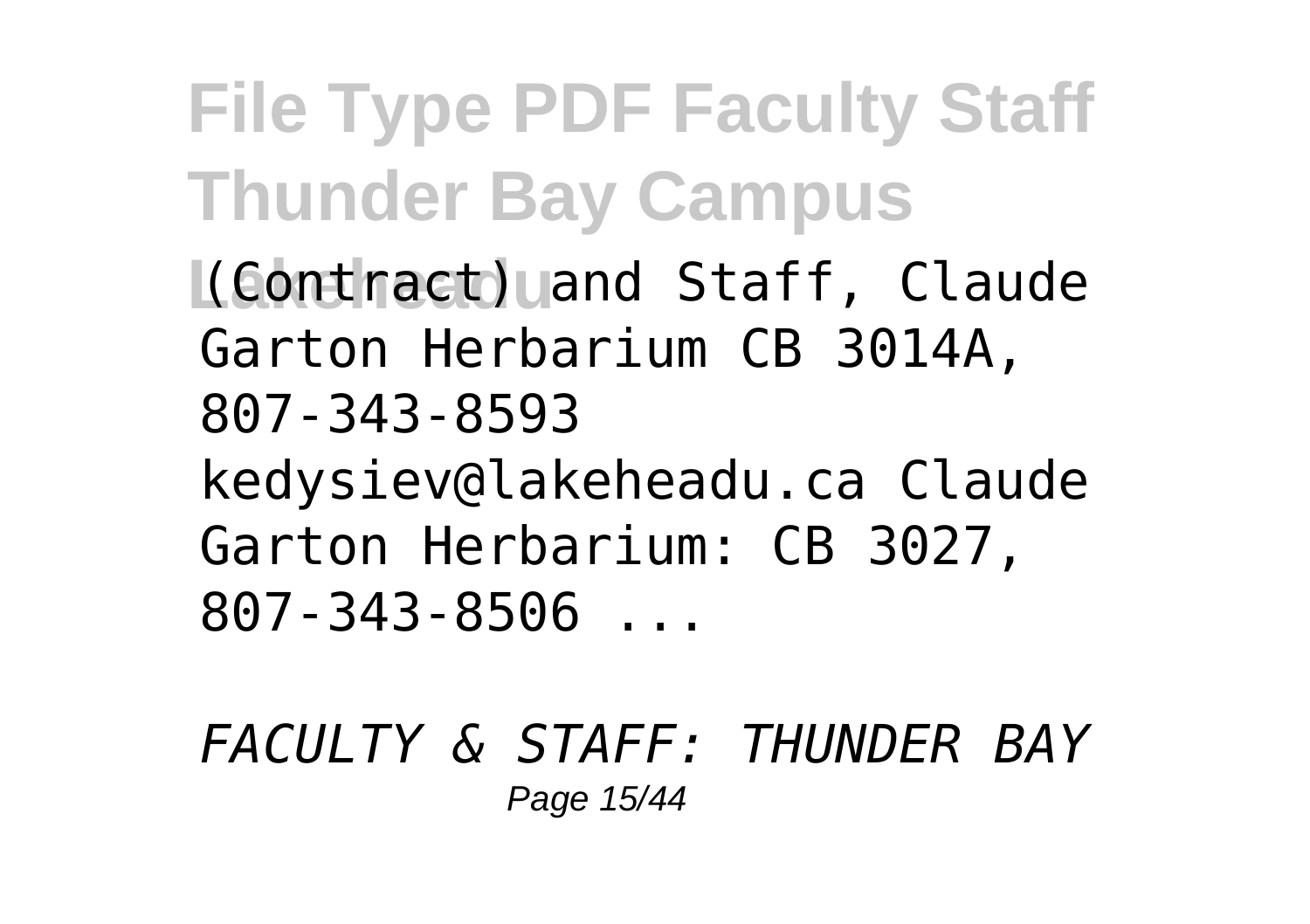(Contract) and Staff, Claude Garton Herbarium CB 3014A, 807-343-8593 kedysiev@lakeheadu.ca Claude Garton Herbarium: CB 3027, 807-343-8506 ...

*FACULTY & STAFF: THUNDER BAY*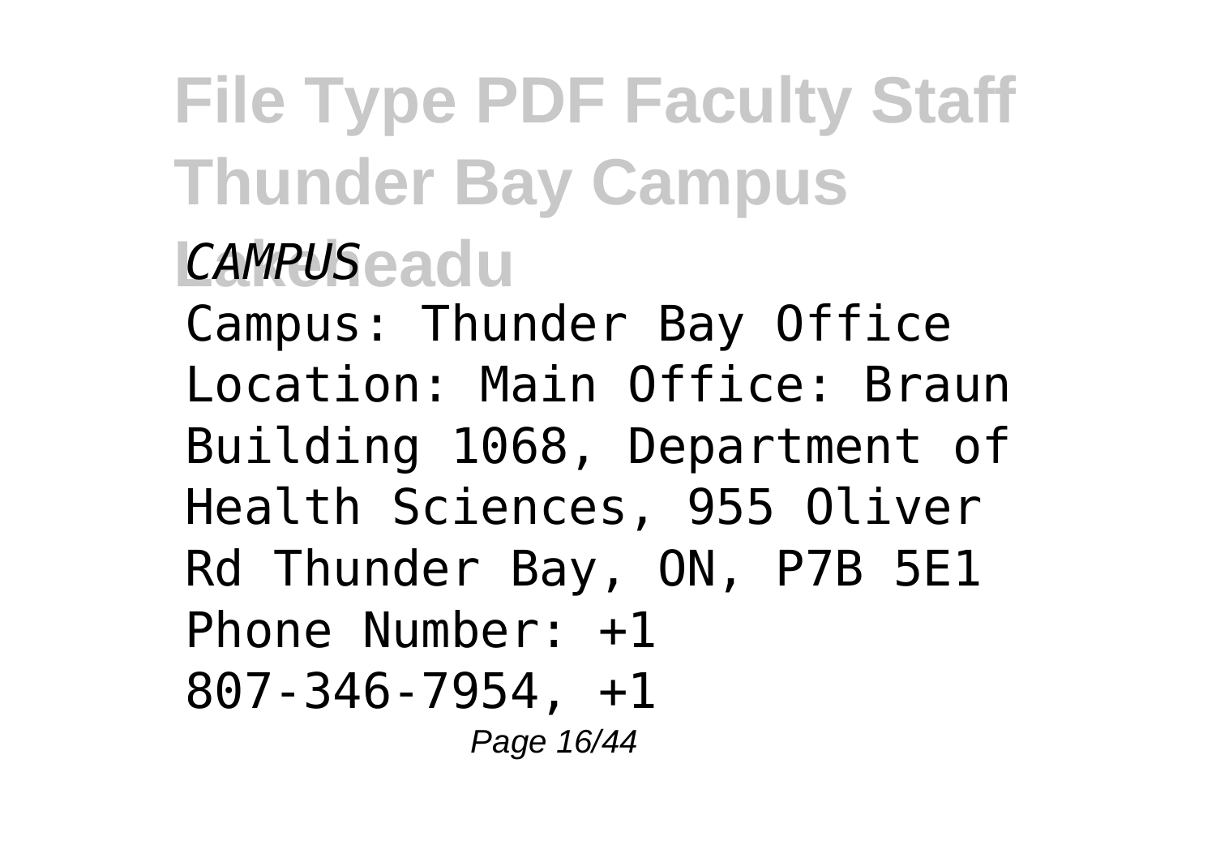*CAMPUS*

Campus: Thunder Bay Office Location: Main Office: Braun Building 1068, Department of Health Sciences, 955 Oliver Rd Thunder Bay, ON, P7B 5E1 Phone Number: +1 807-346-7954, +1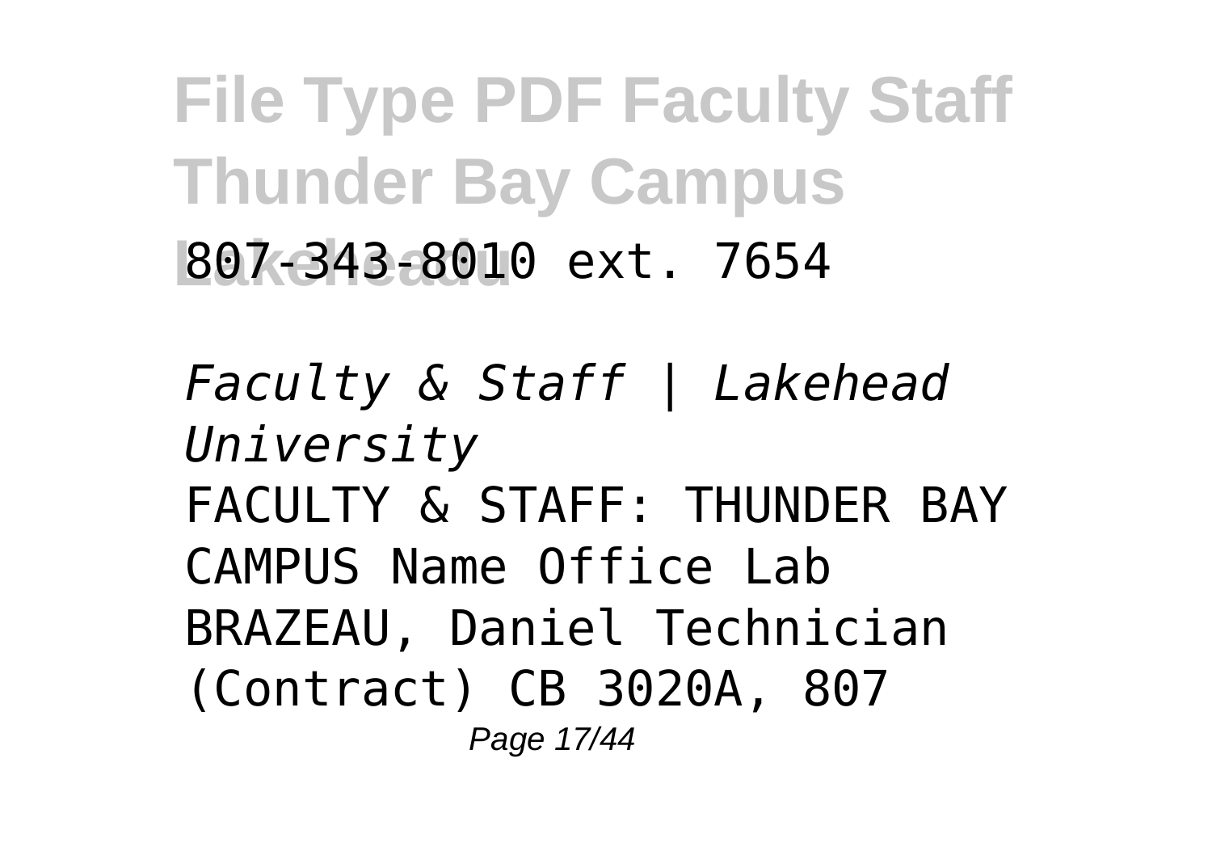807-343-8010 ext. 7654

*Faculty & Staff | Lakehead University*

FACULTY & STAFF: THUNDER BAY CAMPUS Name Office Lab BRAZEAU, Daniel Technician (Contract) CB 3020A, 807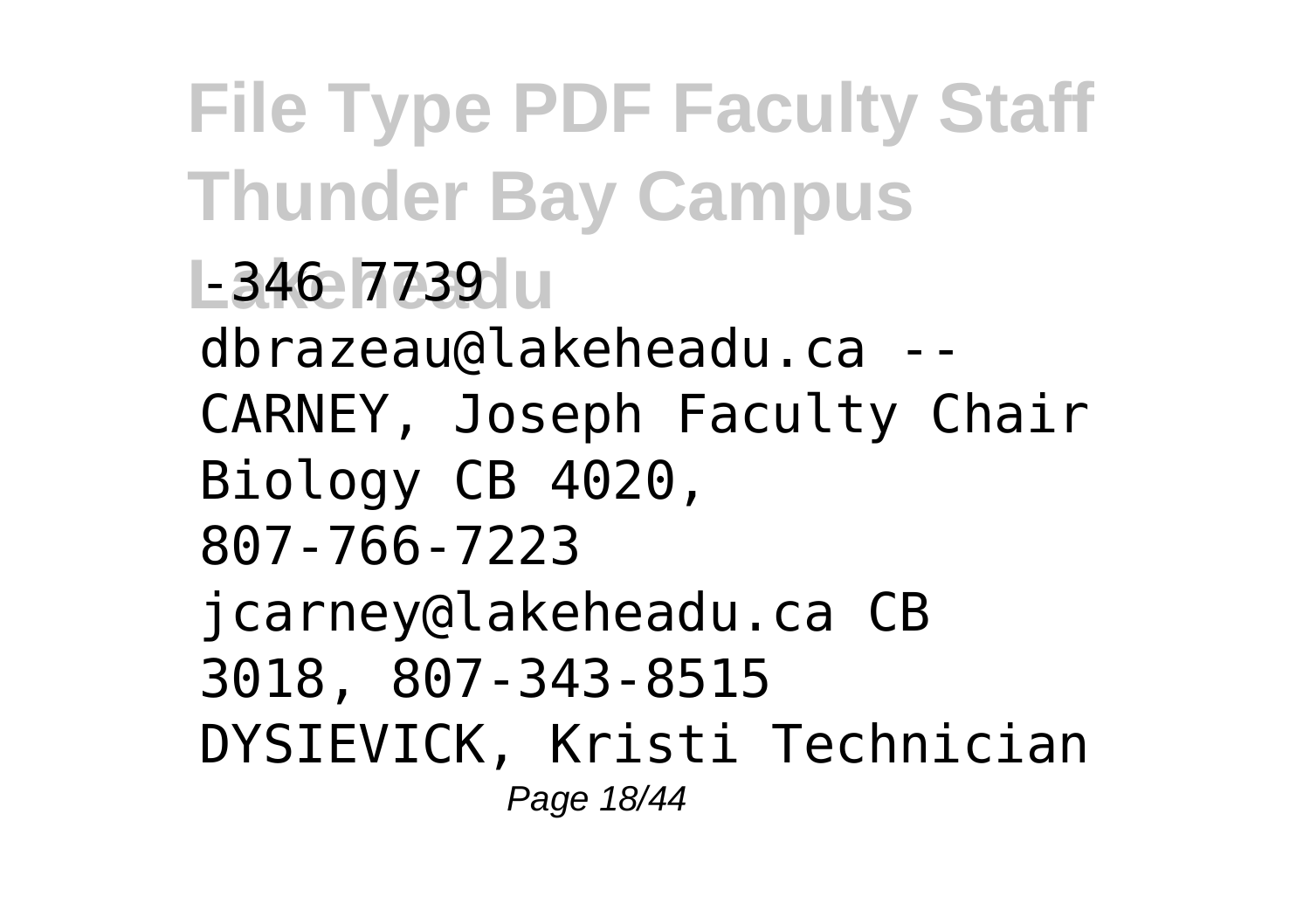-346 7739

dbrazeau@lakeheadu.ca --

CARNEY, Joseph Faculty Chair Biology CB 4020, 807-766-7223 jcarney@lakeheadu.ca CB 3018, 807-343-8515 DYSIEVICK, Kristi Technician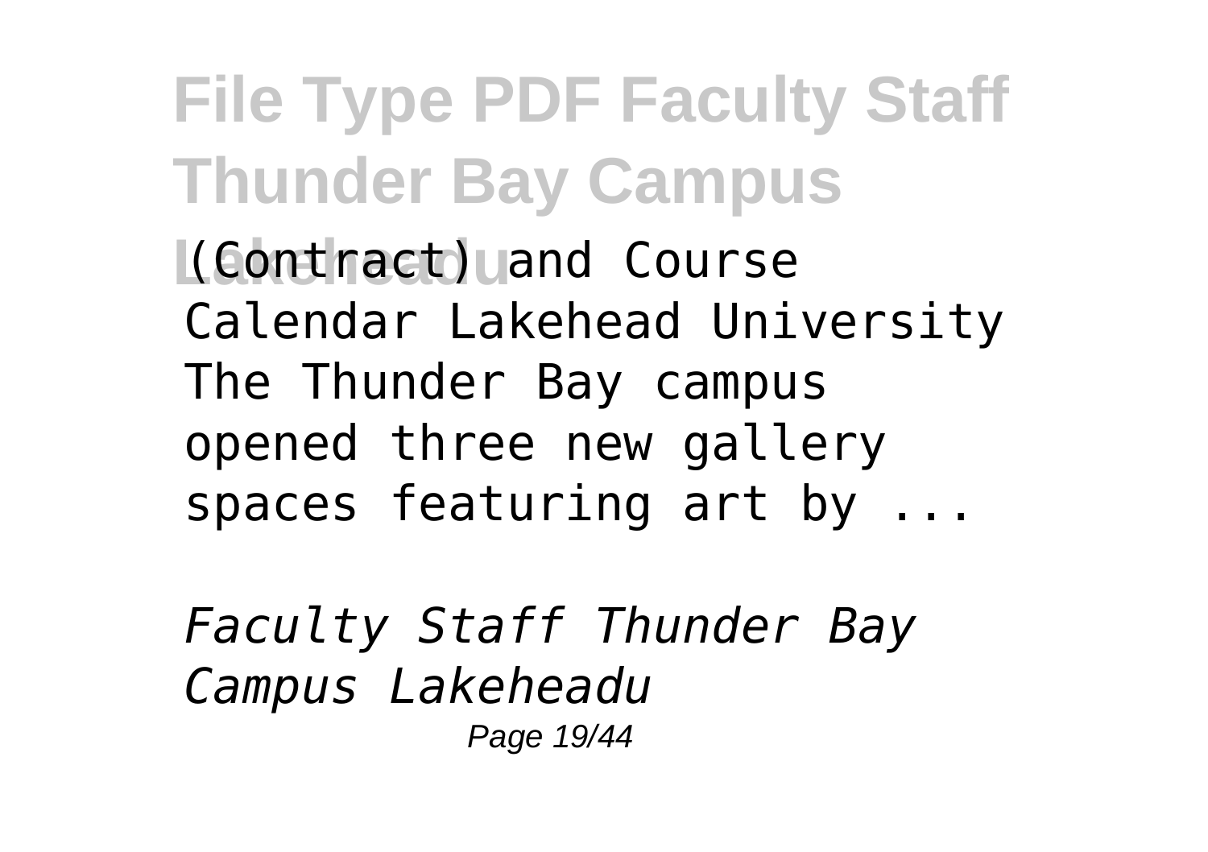(Contract) and Course Calendar Lakehead University The Thunder Bay campus opened three new gallery spaces featuring art by ...

*Faculty Staff Thunder Bay Campus Lakeheadu*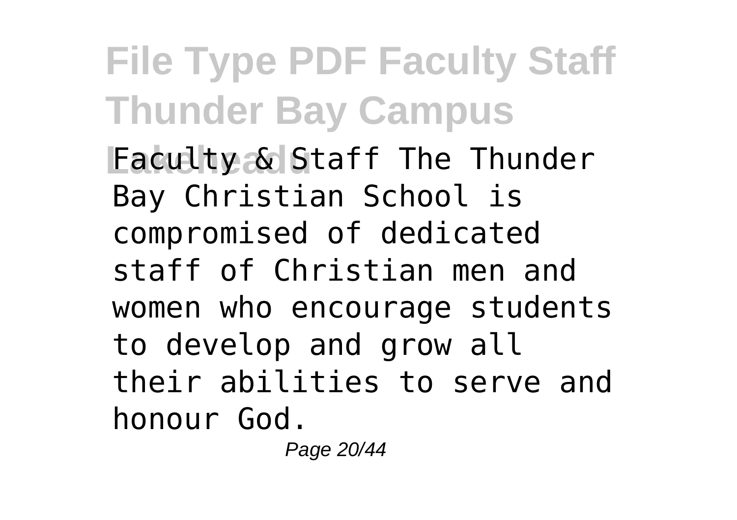Faculty & Staff The Thunder Bay Christian School is compromised of dedicated staff of Christian men and women who encourage students to develop and grow all their abilities to serve and honour God.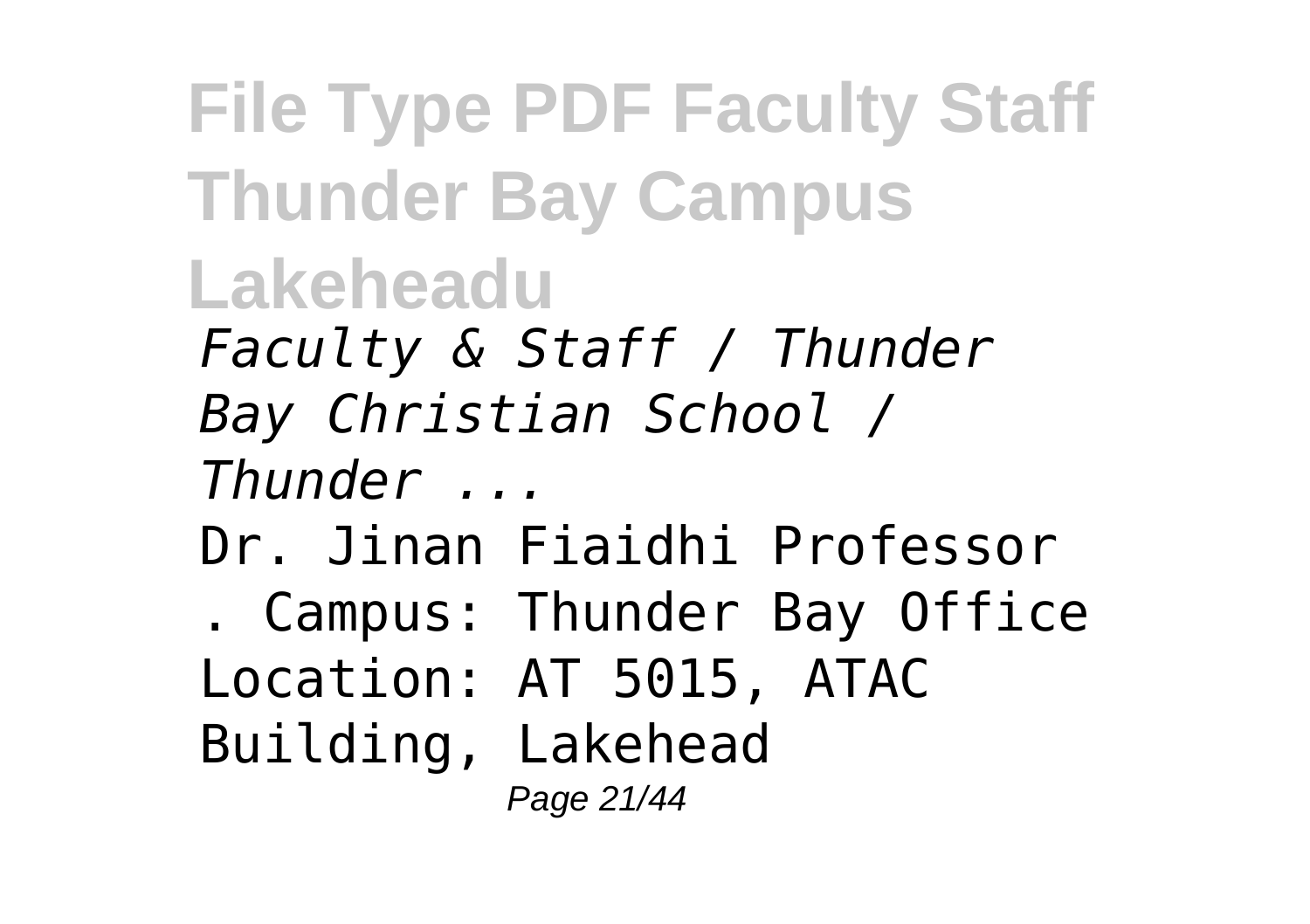*Faculty & Staff / Thunder Bay Christian School / Thunder ...*

Dr. Jinan Fiaidhi Professor . Campus: Thunder Bay Office Location: AT 5015, ATAC Building, Lakehead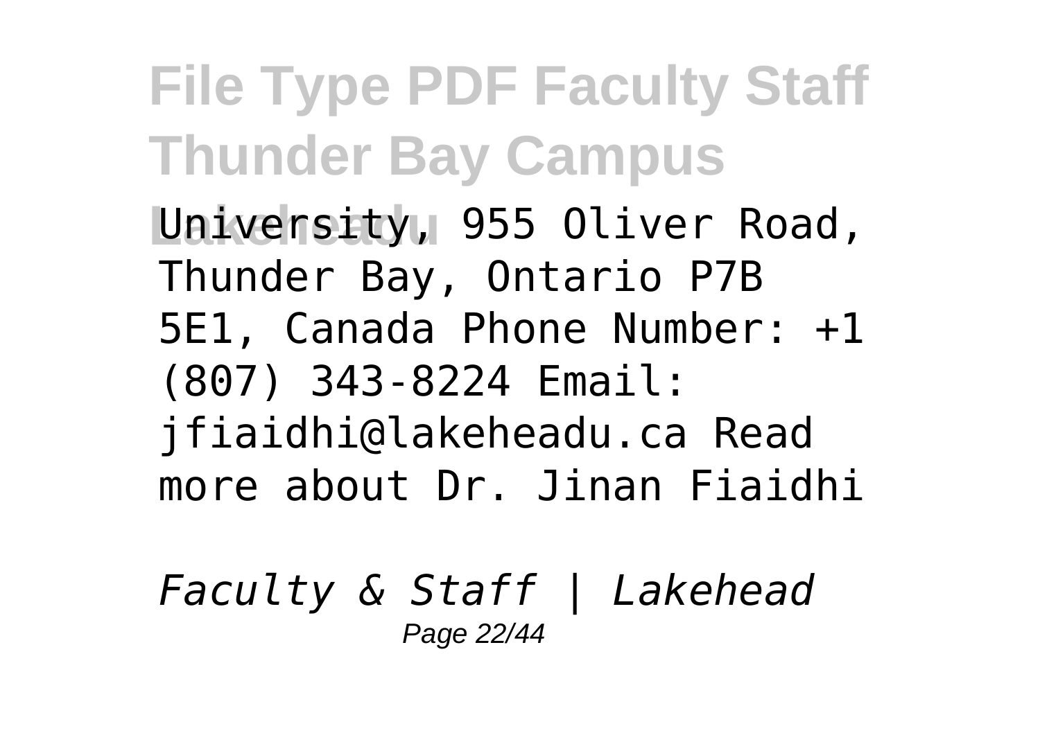University, 955 Oliver Road, Thunder Bay, Ontario P7B 5E1, Canada Phone Number: +1 (807) 343-8224 Email: jfiaidhi@lakeheadu.ca Read more about Dr. Jinan Fiaidhi

*Faculty & Staff | Lakehead*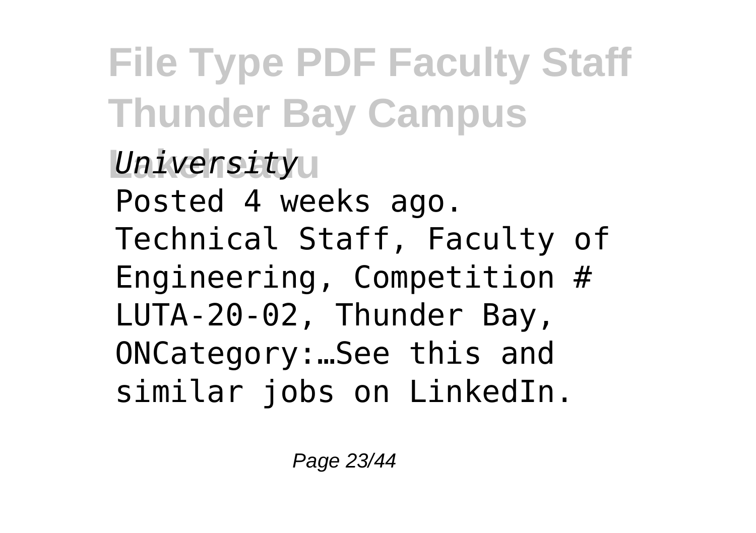*University*

Posted 4 weeks ago. Technical Staff, Faculty of Engineering, Competition # LUTA-20-02, Thunder Bay, ONCategory:…See this and similar jobs on LinkedIn.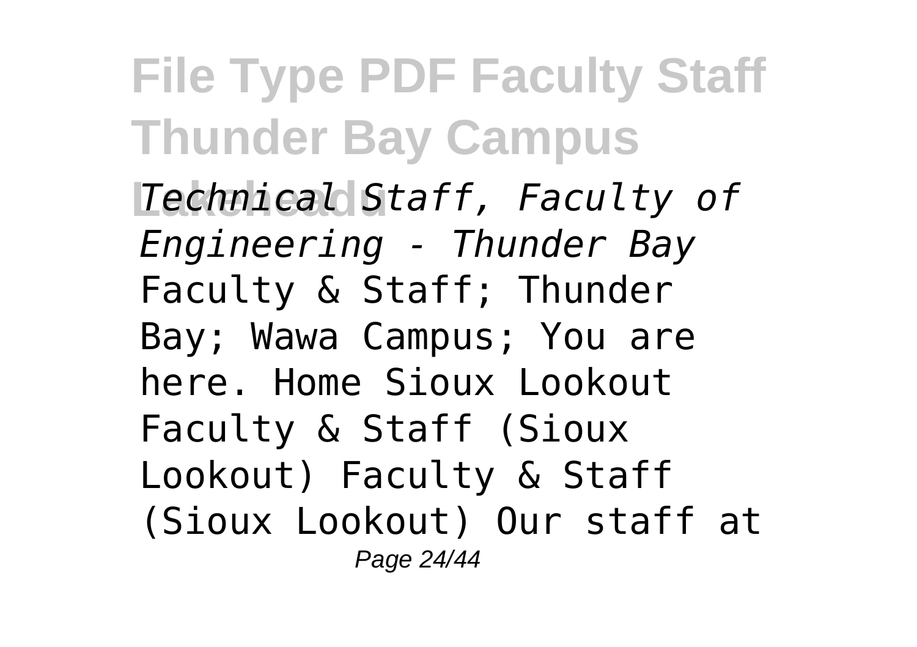*Technical Staff, Faculty of Engineering - Thunder Bay*

Faculty & Staff; Thunder Bay; Wawa Campus; You are here. Home Sioux Lookout Faculty & Staff (Sioux Lookout) Faculty & Staff (Sioux Lookout) Our staff at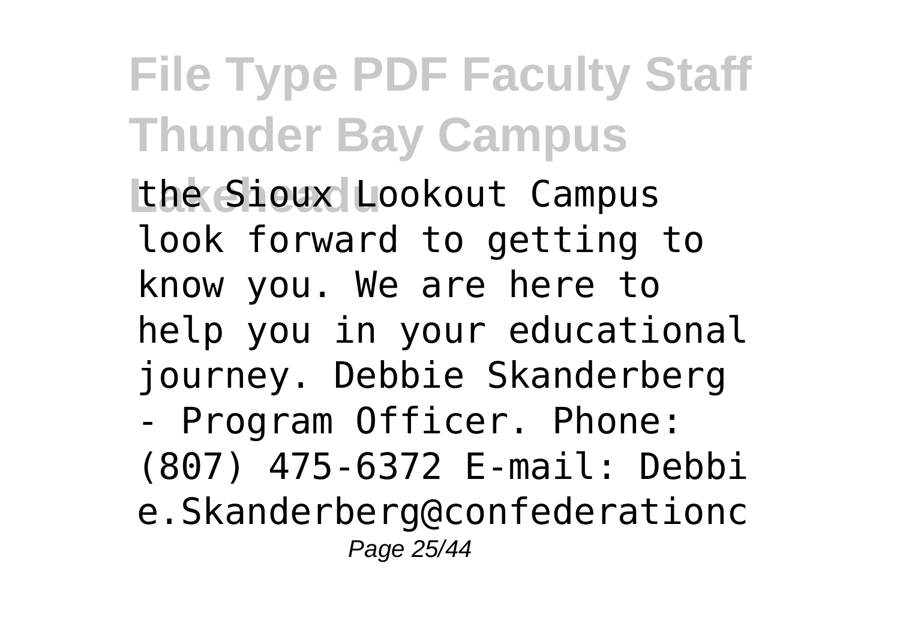the Sioux Lookout Campus look forward to getting to know you. We are here to help you in your educational journey. Debbie Skanderberg - Program Officer. Phone: (807) 475-6372 E-mail: Debbie.Skanderberg@confederationc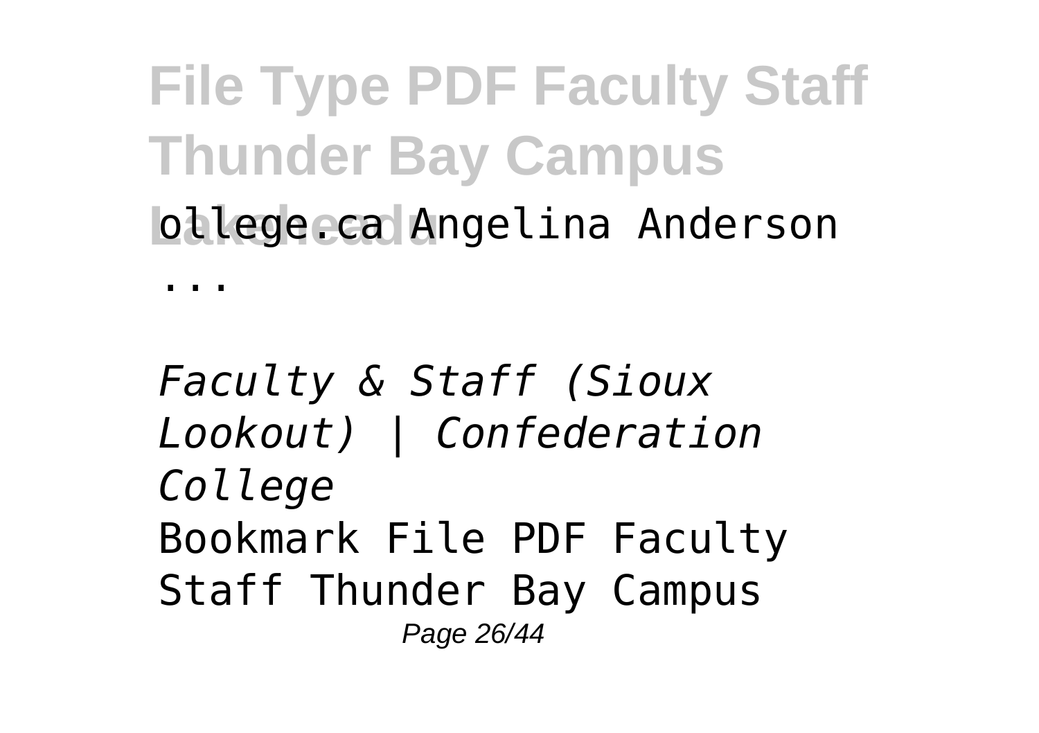ollege.ca Angelina Anderson

...

*Faculty & Staff (Sioux Lookout) | Confederation College*

Bookmark File PDF Faculty Staff Thunder Bay Campus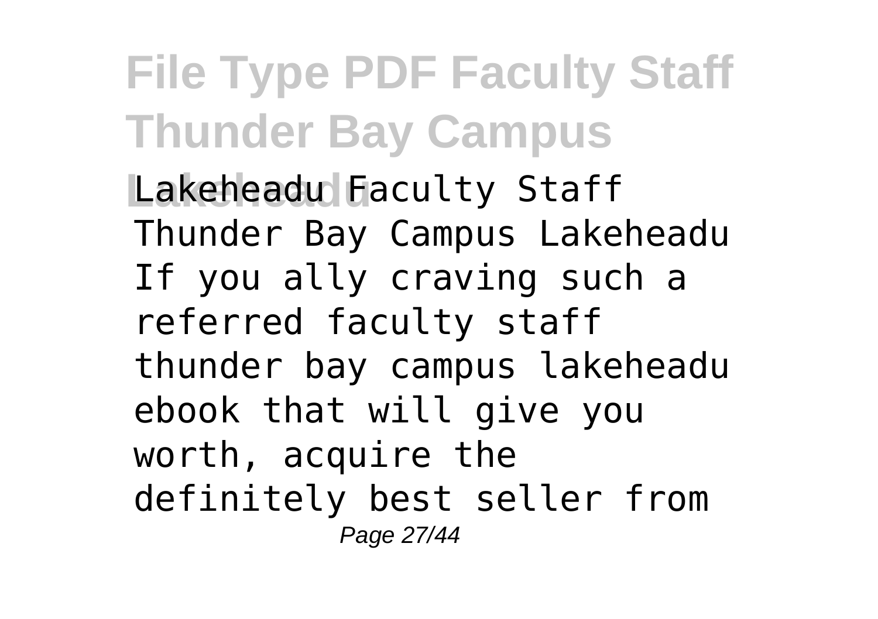Lakeheadu Faculty Staff Thunder Bay Campus Lakeheadu If you ally craving such a referred faculty staff thunder bay campus lakeheadu ebook that will give you worth, acquire the definitely best seller from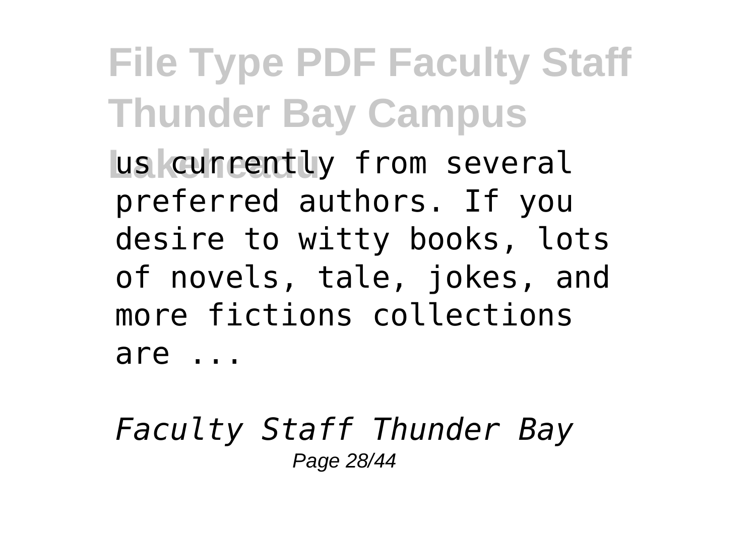us currently from several preferred authors. If you desire to witty books, lots of novels, tale, jokes, and more fictions collections are ...

*Faculty Staff Thunder Bay*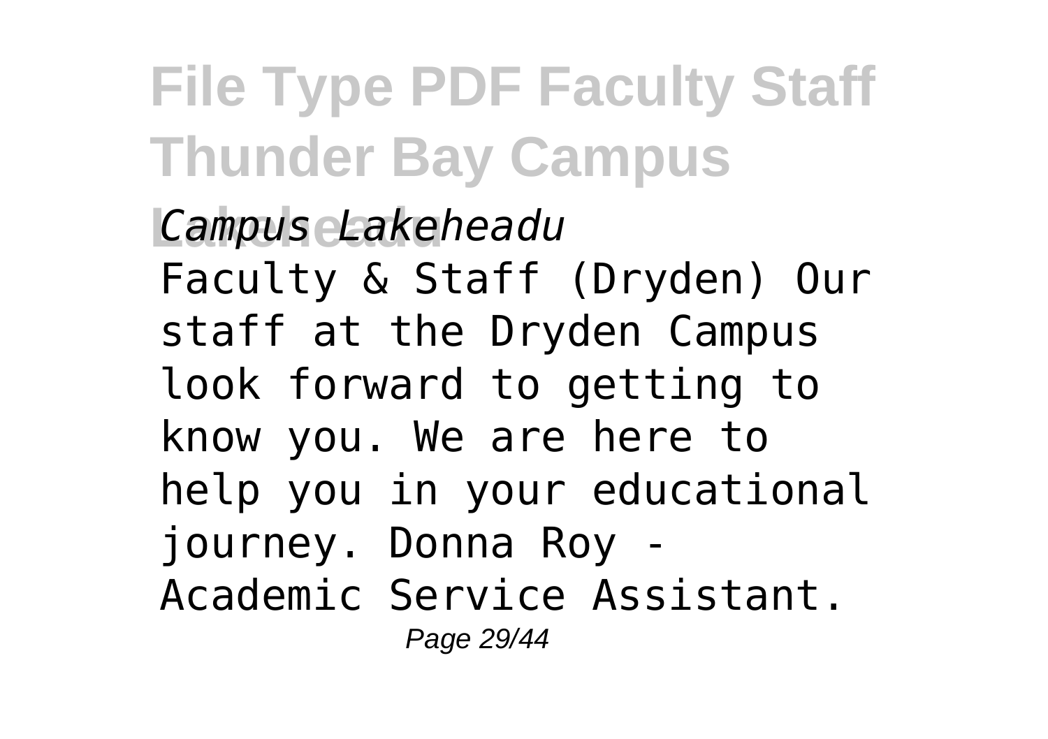*Campus Lakeheadu*

Faculty & Staff (Dryden) Our staff at the Dryden Campus look forward to getting to know you. We are here to help you in your educational journey. Donna Roy - Academic Service Assistant.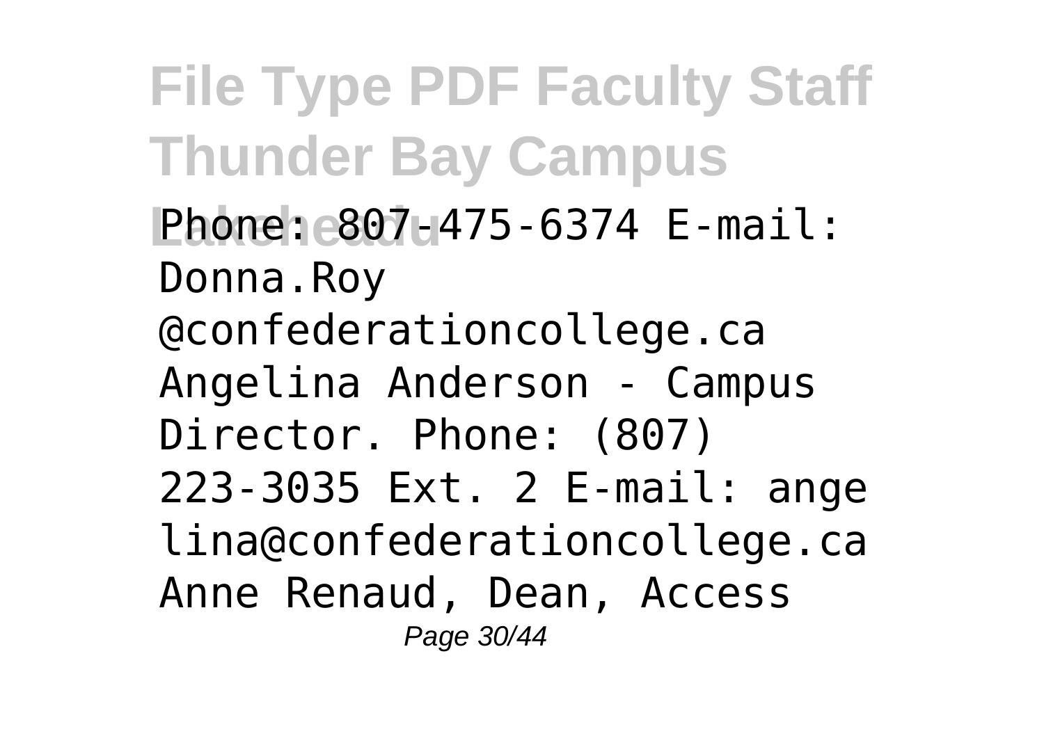Phone: 807-475-6374 E-mail: Donna.Roy @confederationcollege.ca Angelina Anderson - Campus Director. Phone: (807) 223-3035 Ext. 2 E-mail: angelina@confederationcollege.ca Anne Renaud, Dean, Access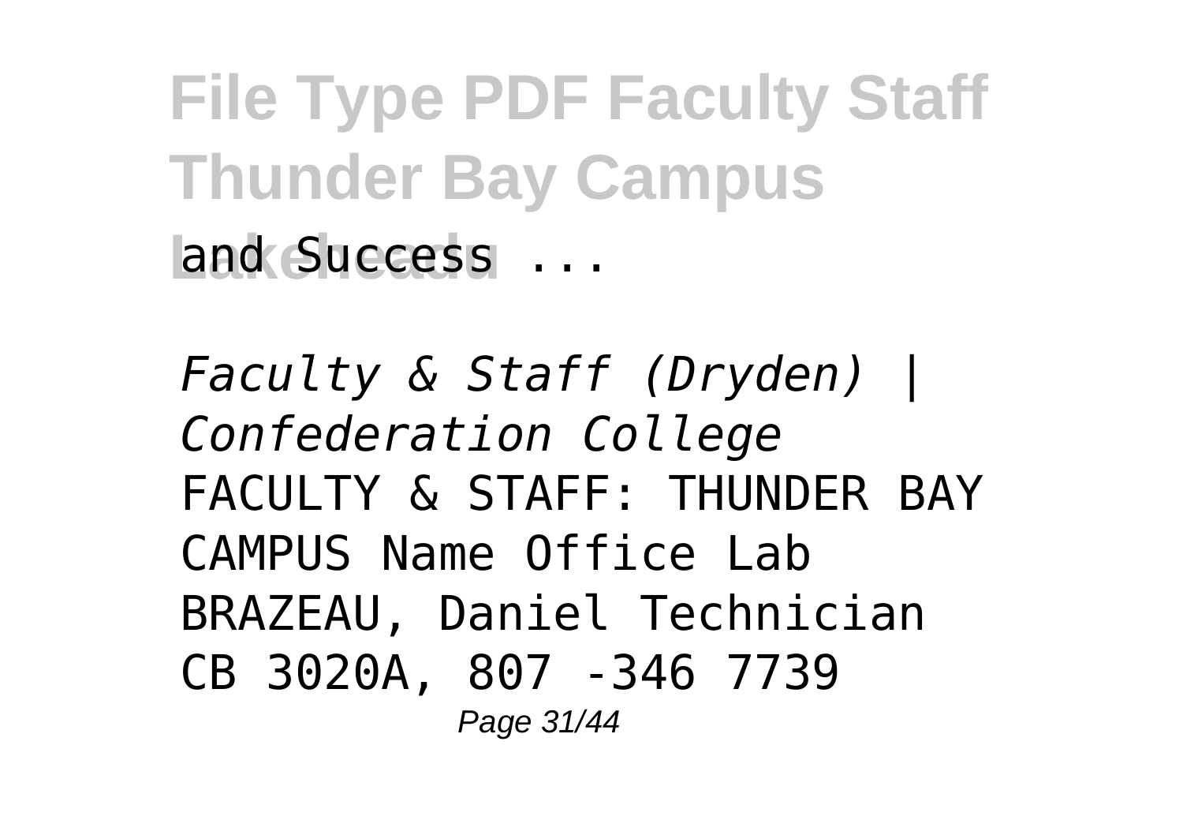and Success ...

*Faculty & Staff (Dryden) | Confederation College*

FACULTY & STAFF: THUNDER BAY CAMPUS Name Office Lab BRAZEAU, Daniel Technician CB 3020A, 807 -346 7739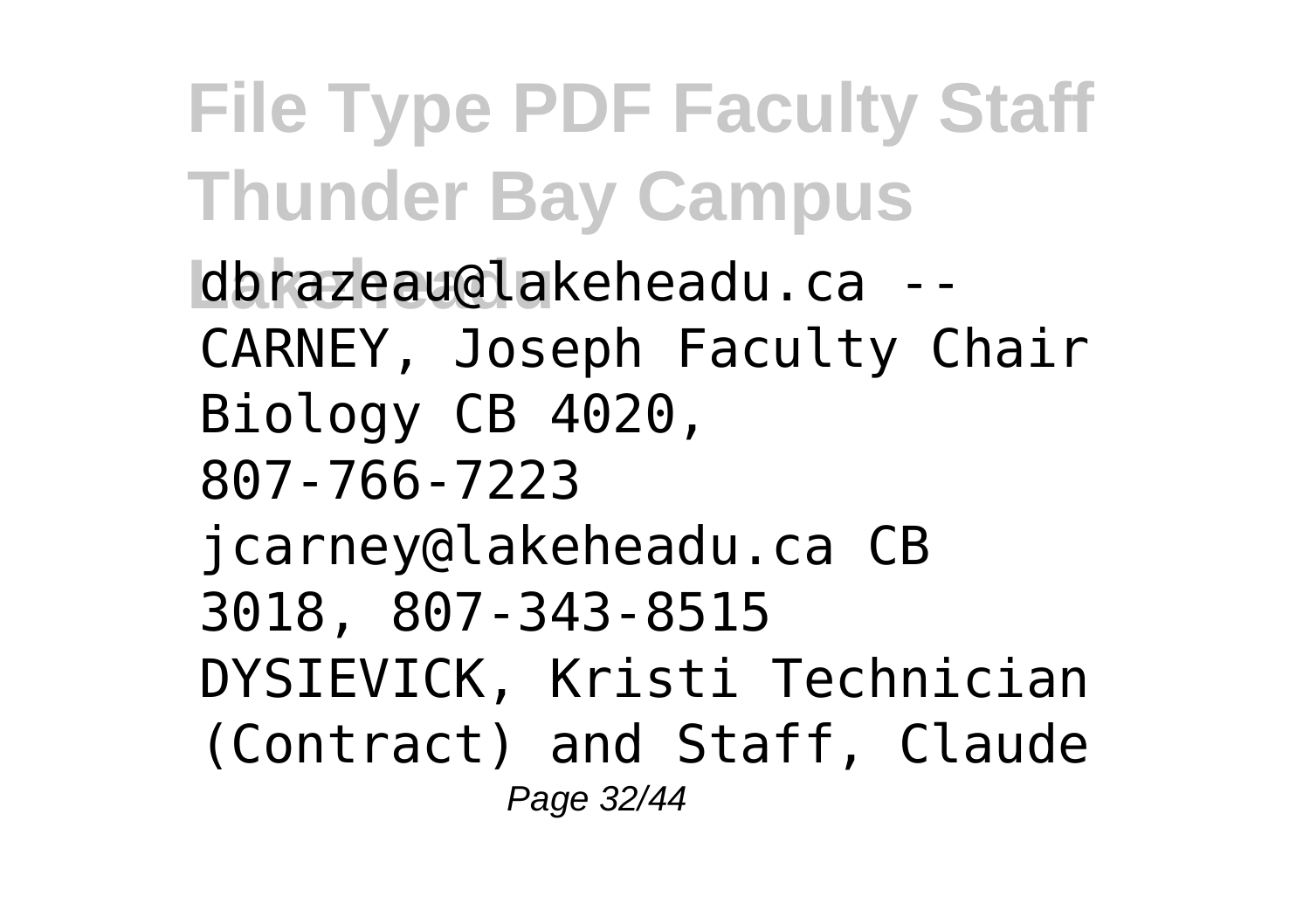dbrazeau@lakeheadu.ca -- CARNEY, Joseph Faculty Chair Biology CB 4020, 807-766-7223 jcarney@lakeheadu.ca CB 3018, 807-343-8515 DYSIEVICK, Kristi Technician (Contract) and Staff, Claude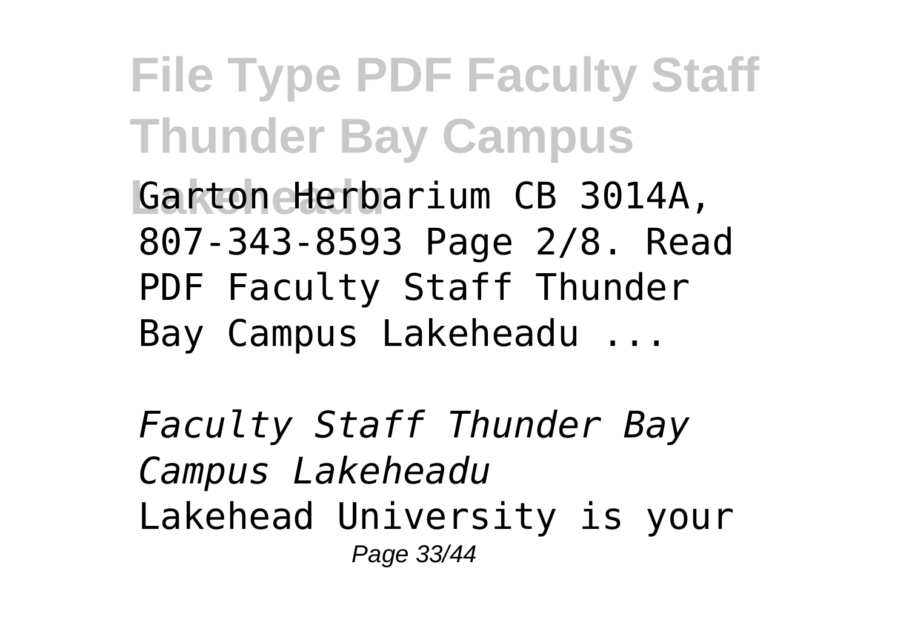Garton Herbarium CB 3014A, 807-343-8593 Page 2/8. Read PDF Faculty Staff Thunder Bay Campus Lakeheadu ...

*Faculty Staff Thunder Bay Campus Lakeheadu*

Lakehead University is your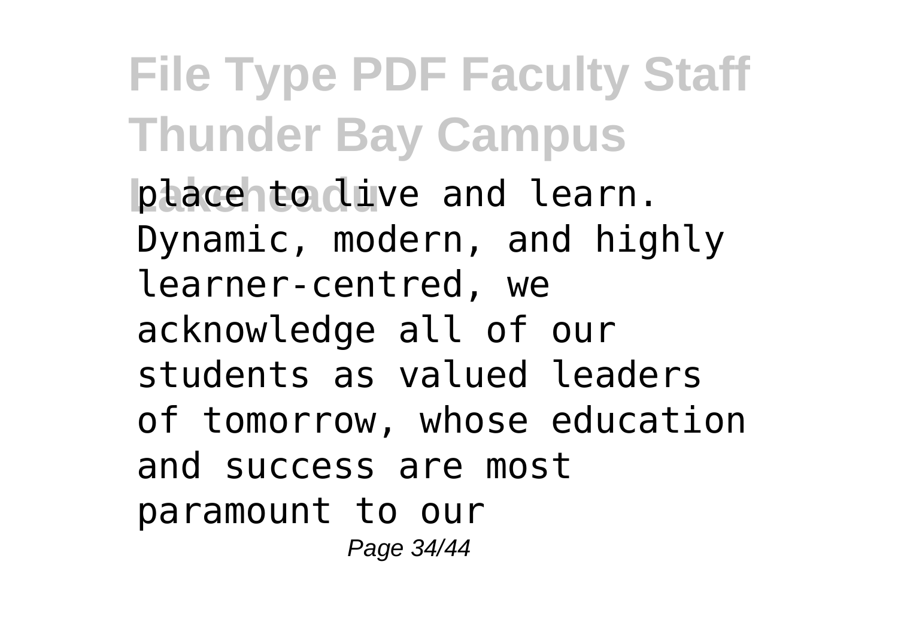place to live and learn. Dynamic, modern, and highly learner-centred, we acknowledge all of our students as valued leaders of tomorrow, whose education and success are most paramount to our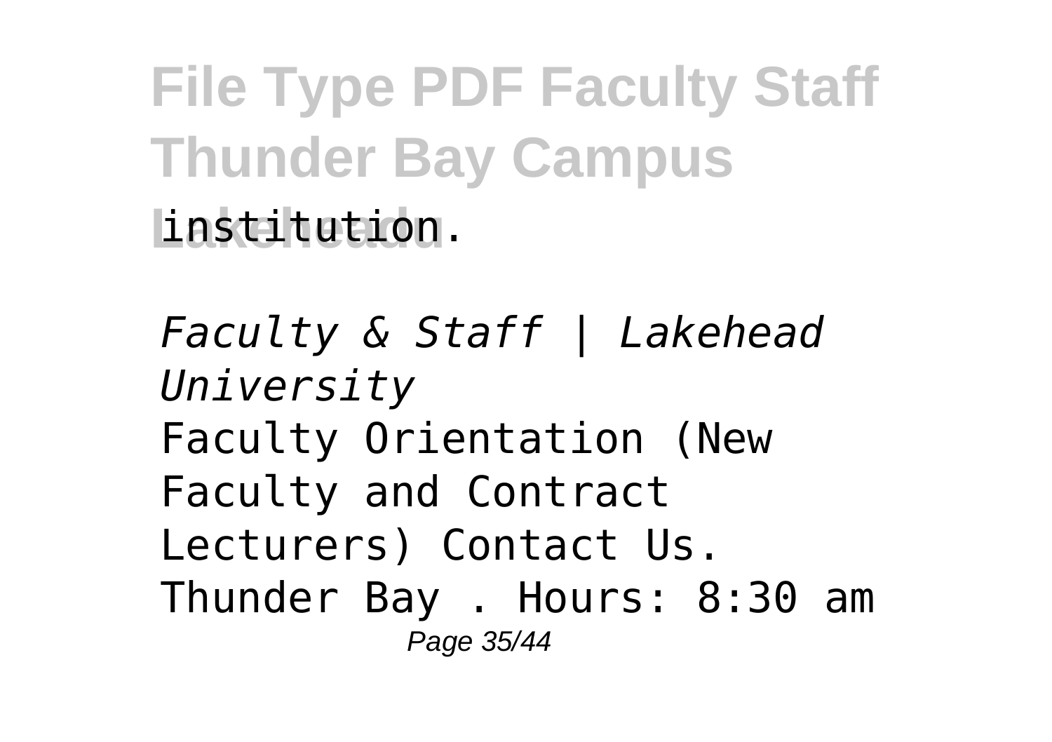institution.

*Faculty & Staff | Lakehead University*

Faculty Orientation (New Faculty and Contract Lecturers) Contact Us. Thunder Bay . Hours: 8:30 am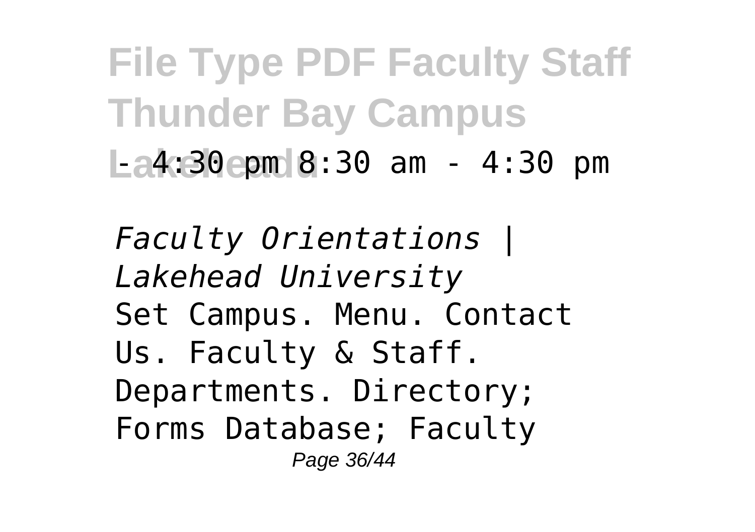- 4:30 pm 8:30 am - 4:30 pm

*Faculty Orientations | Lakehead University*

Set Campus. Menu. Contact Us. Faculty & Staff. Departments. Directory; Forms Database; Faculty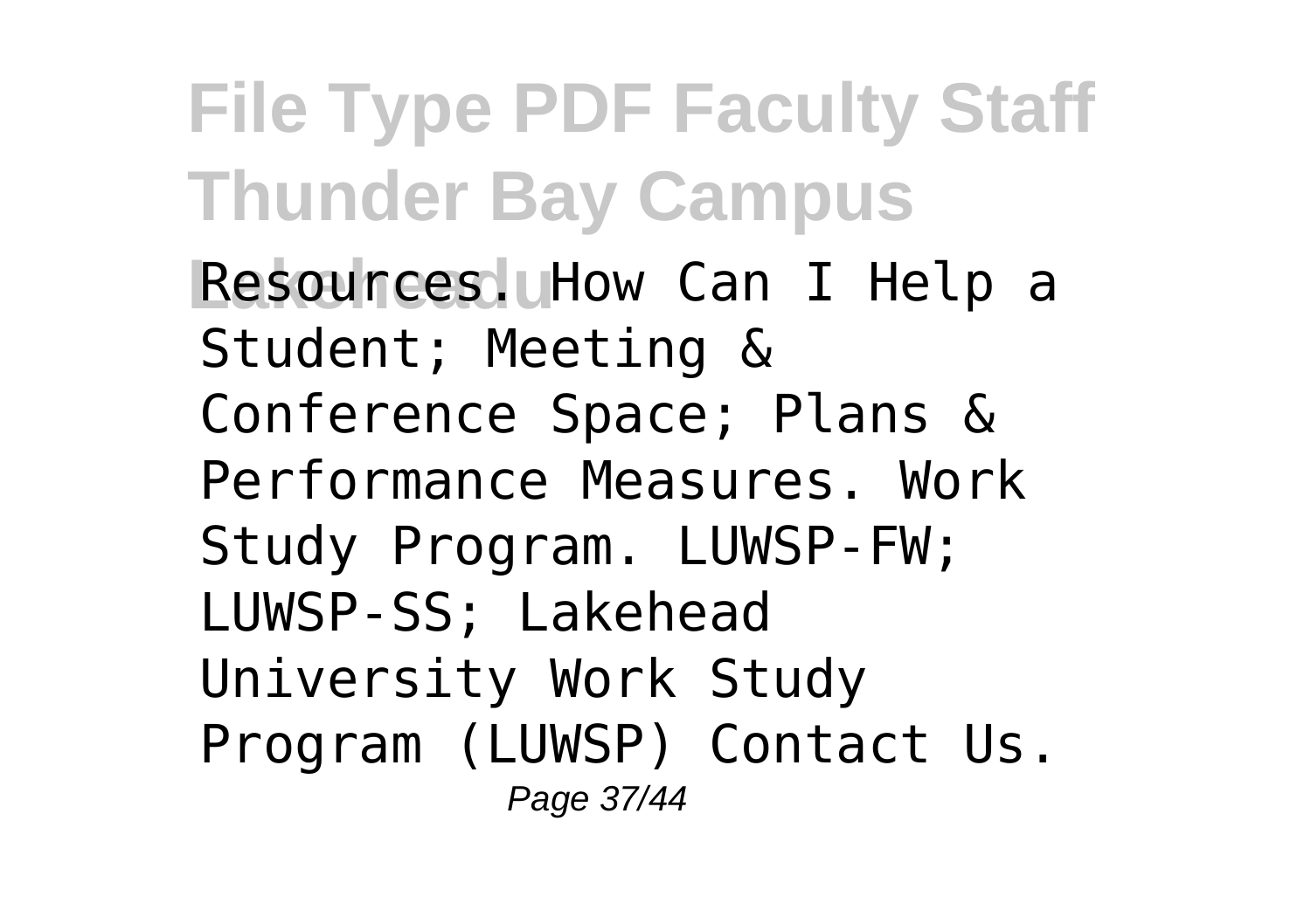Resources. How Can I Help a Student; Meeting & Conference Space; Plans & Performance Measures. Work Study Program. LUWSP-FW; LUWSP-SS; Lakehead University Work Study Program (LUWSP) Contact Us.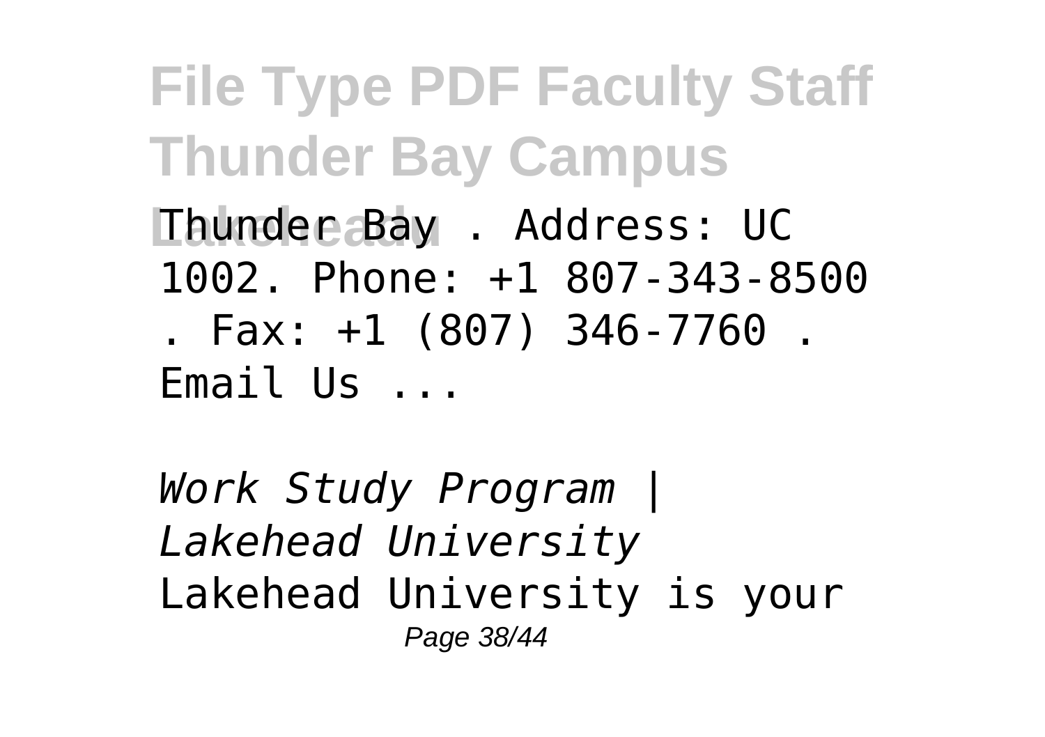Thunder Bay . Address: UC 1002. Phone: +1 807-343-8500 . Fax: +1 (807) 346-7760 . Email Us ...

*Work Study Program | Lakehead University*

Lakehead University is your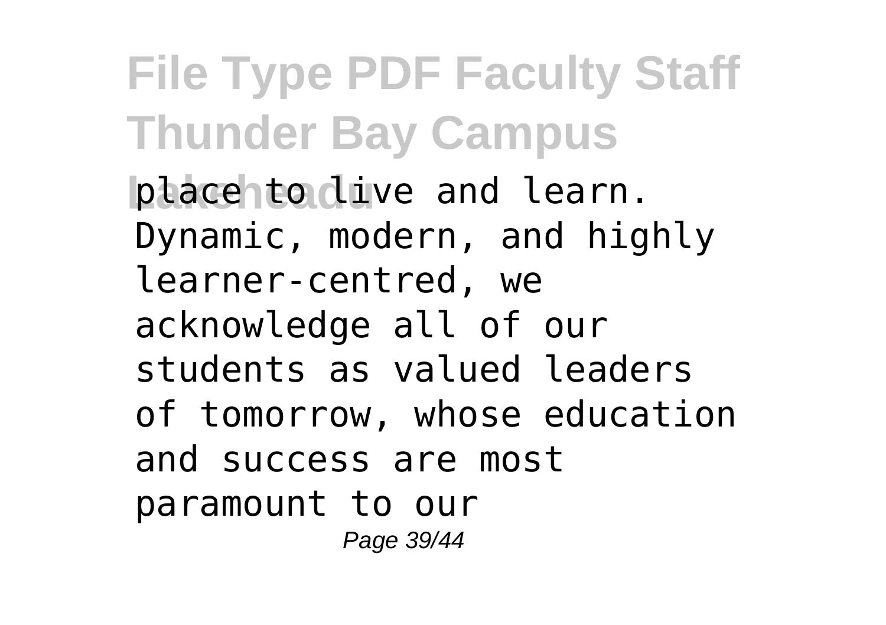place to live and learn. Dynamic, modern, and highly learner-centred, we acknowledge all of our students as valued leaders of tomorrow, whose education and success are most paramount to our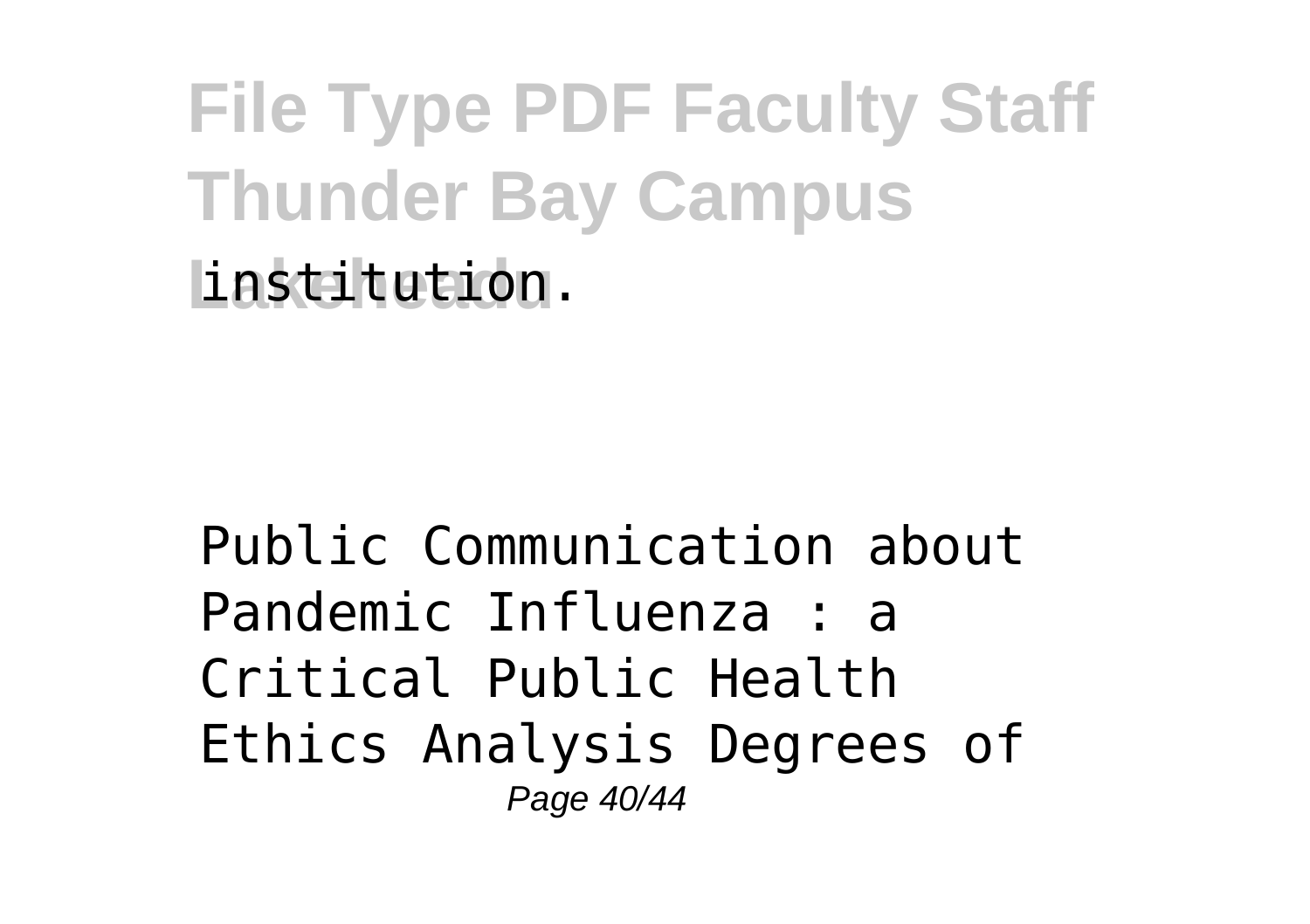institution.

Public Communication about Pandemic Influenza : a Critical Public Health Ethics Analysis Degrees of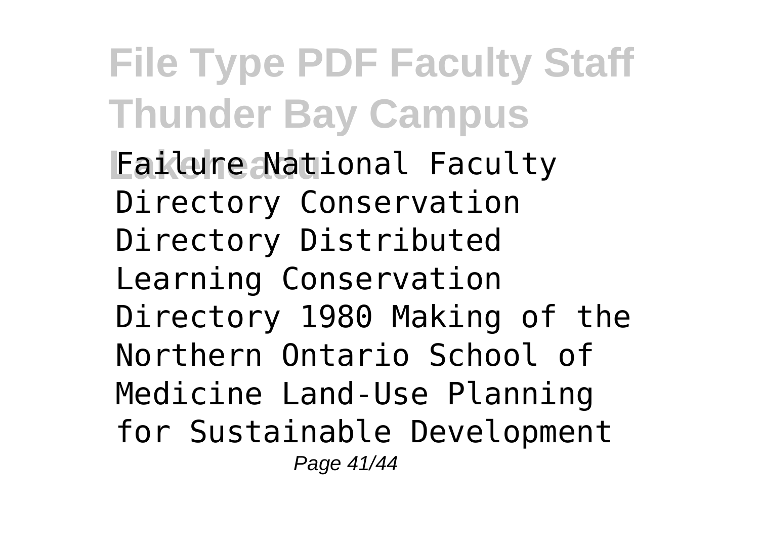Failure National Faculty Directory Conservation Directory Distributed Learning Conservation Directory 1980 Making of the Northern Ontario School of Medicine Land-Use Planning for Sustainable Development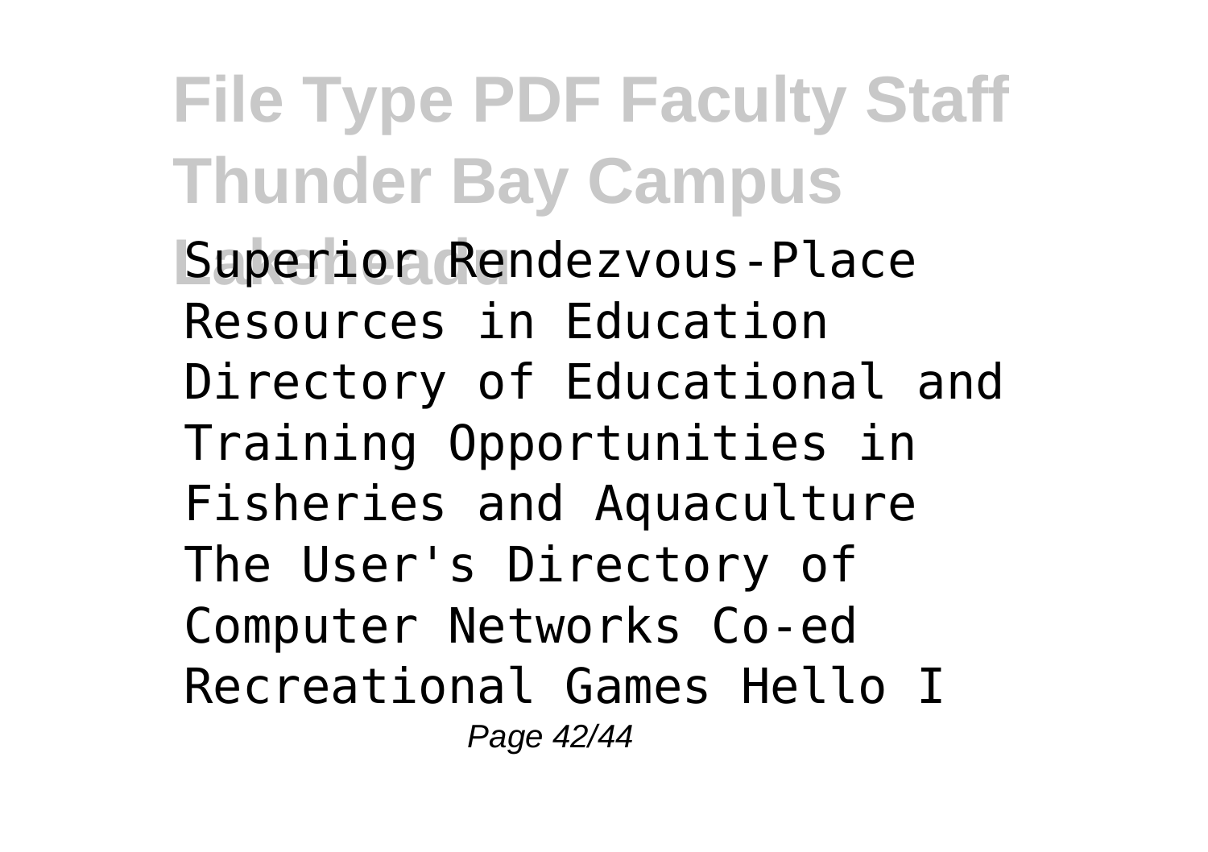Superior Rendezvous-Place Resources in Education Directory of Educational and Training Opportunities in Fisheries and Aquaculture The User's Directory of Computer Networks Co-ed Recreational Games Hello I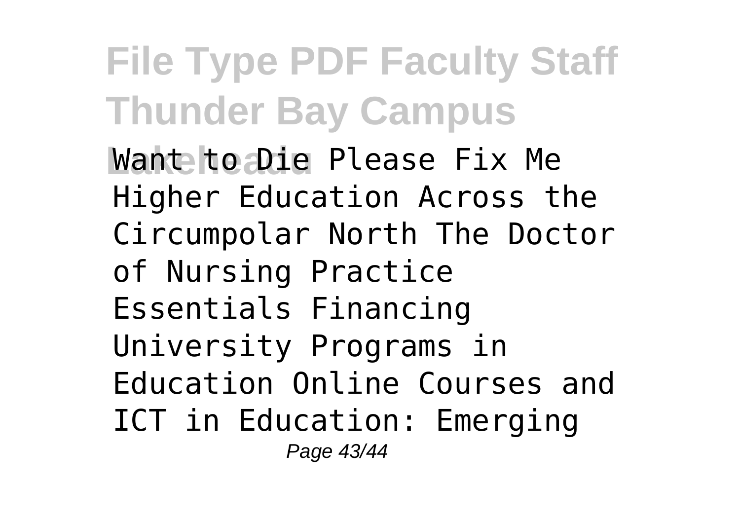Want to Die Please Fix Me Higher Education Across the Circumpolar North The Doctor of Nursing Practice Essentials Financing University Programs in Education Online Courses and ICT in Education: Emerging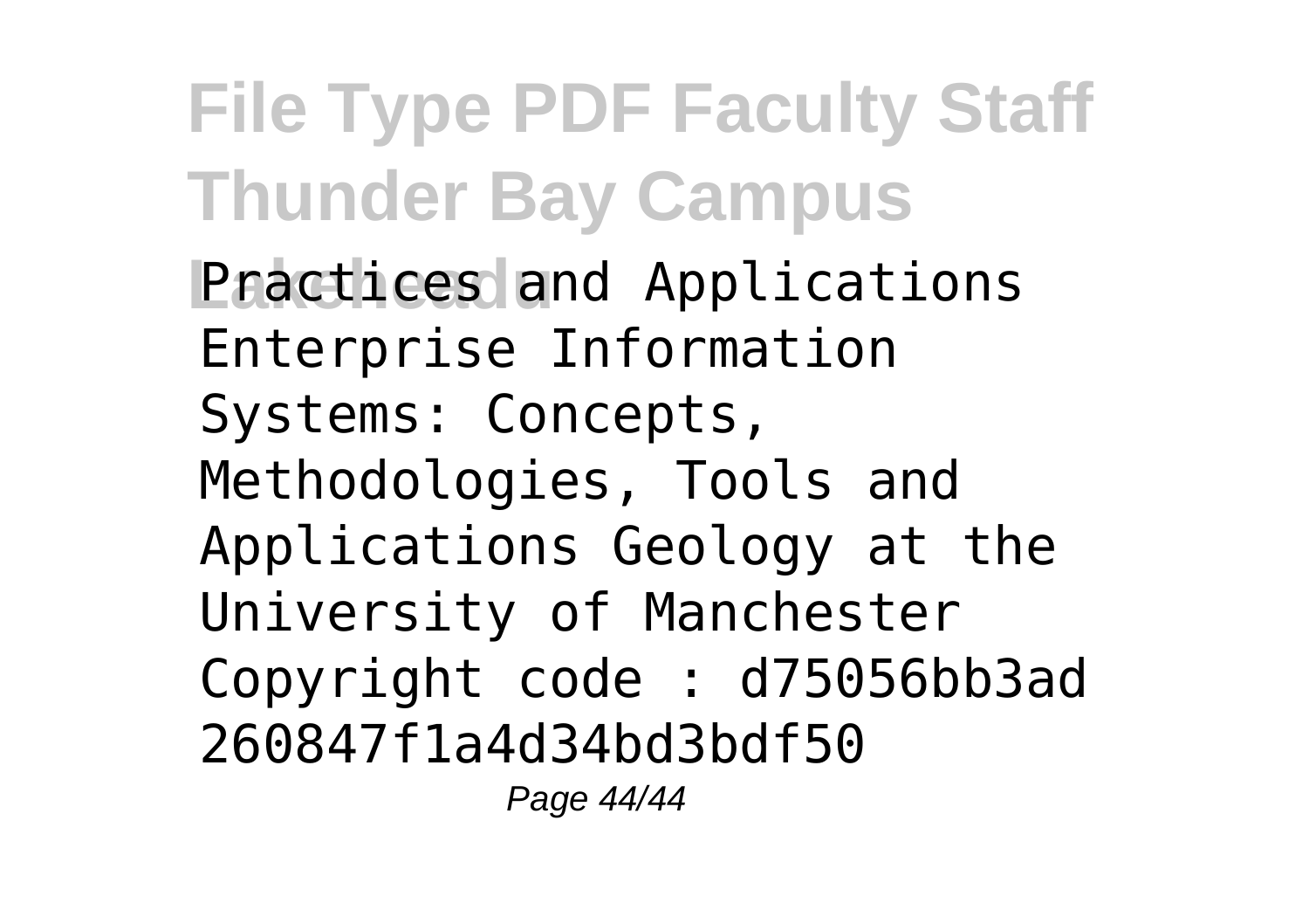Practices and Applications Enterprise Information Systems: Concepts, Methodologies, Tools and Applications Geology at the University of Manchester Copyright code : d75056bb3ad260847f1a4d34bd3bdf50